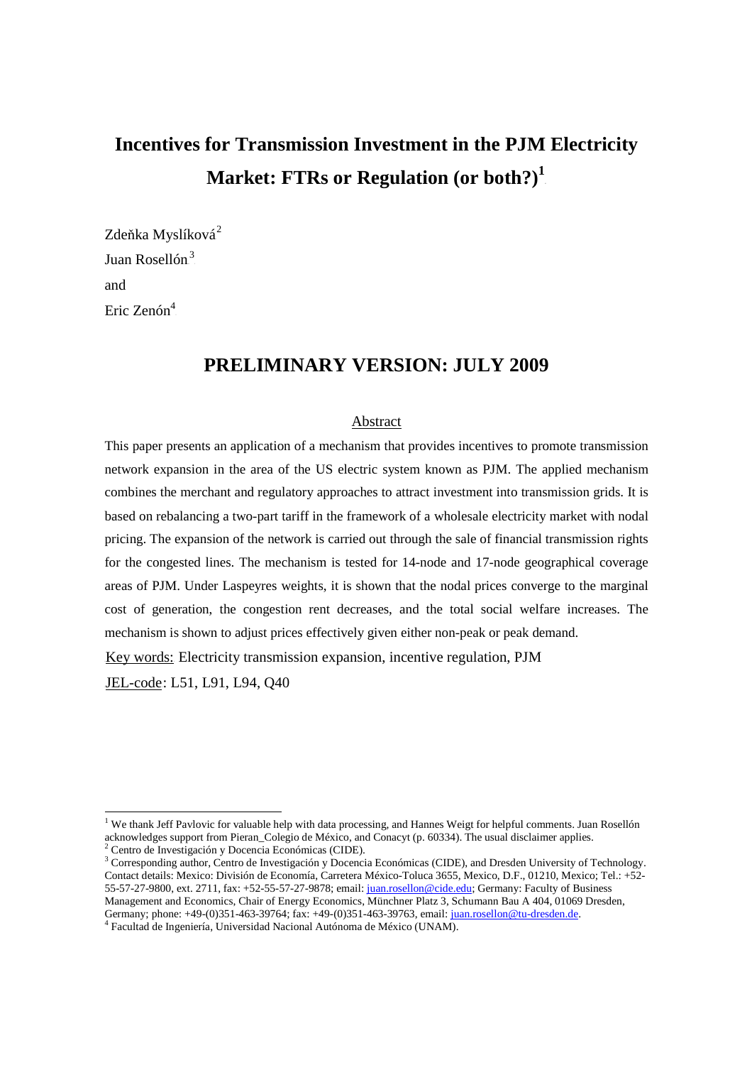# Incentives for Transmission Investment in the PJM Electricity Market: FTRs or Regulation (or both?)[1]

Zdeňka Myslíková[2]

Juan Rosellón[3]

and

Eric Zenón[4]

## PRELIMINARY VERSION: JULY 2009

### Abstract

This paper presents an application of a mechanism that provides incentives to promote transmission network expansion in the area of the US electric system known as PJM. The applied mechanism combines the merchant and regulatory approaches to attract investment into transmission grids. It is based on rebalancing a two-part tariff in the framework of a wholesale electricity market with nodal pricing. The expansion of the network is carried out through the sale of financial transmission rights for the congested lines. The mechanism is tested for 14-node and 17-node geographical coverage areas of PJM. Under Laspeyres weights, it is shown that the nodal prices converge to the marginal cost of generation, the congestion rent decreases, and the total social welfare increases. The mechanism is shown to adjust prices effectively given either non-peak or peak demand.

Key words: Electricity transmission expansion, incentive regulation, PJM

JEL-code: L51, L91, L94, Q40

---

[1] We thank Jeff Pavlovic for valuable help with data processing, and Hannes Weigt for helpful comments. Juan Rosellón acknowledges support from Pieran_Colegio de México, and Conacyt (p. 60334). The usual disclaimer applies.

[2] Centro de Investigación y Docencia Económicas (CIDE).

[3] Corresponding author, Centro de Investigación y Docencia Económicas (CIDE), and Dresden University of Technology. Contact details: Mexico: División de Economía, Carretera México-Toluca 3655, Mexico, D.F., 01210, Mexico; Tel.: +52-55-57-27-9800, ext. 2711, fax: +52-55-57-27-9878; email: juan.rosellon@cide.edu; Germany: Faculty of Business Management and Economics, Chair of Energy Economics, Münchner Platz 3, Schumann Bau A 404, 01069 Dresden, Germany; phone: +49-(0)351-463-39764; fax: +49-(0)351-463-39763, email: juan.rosellon@tu-dresden.de.

[4] Facultad de Ingeniería, Universidad Nacional Autónoma de México (UNAM).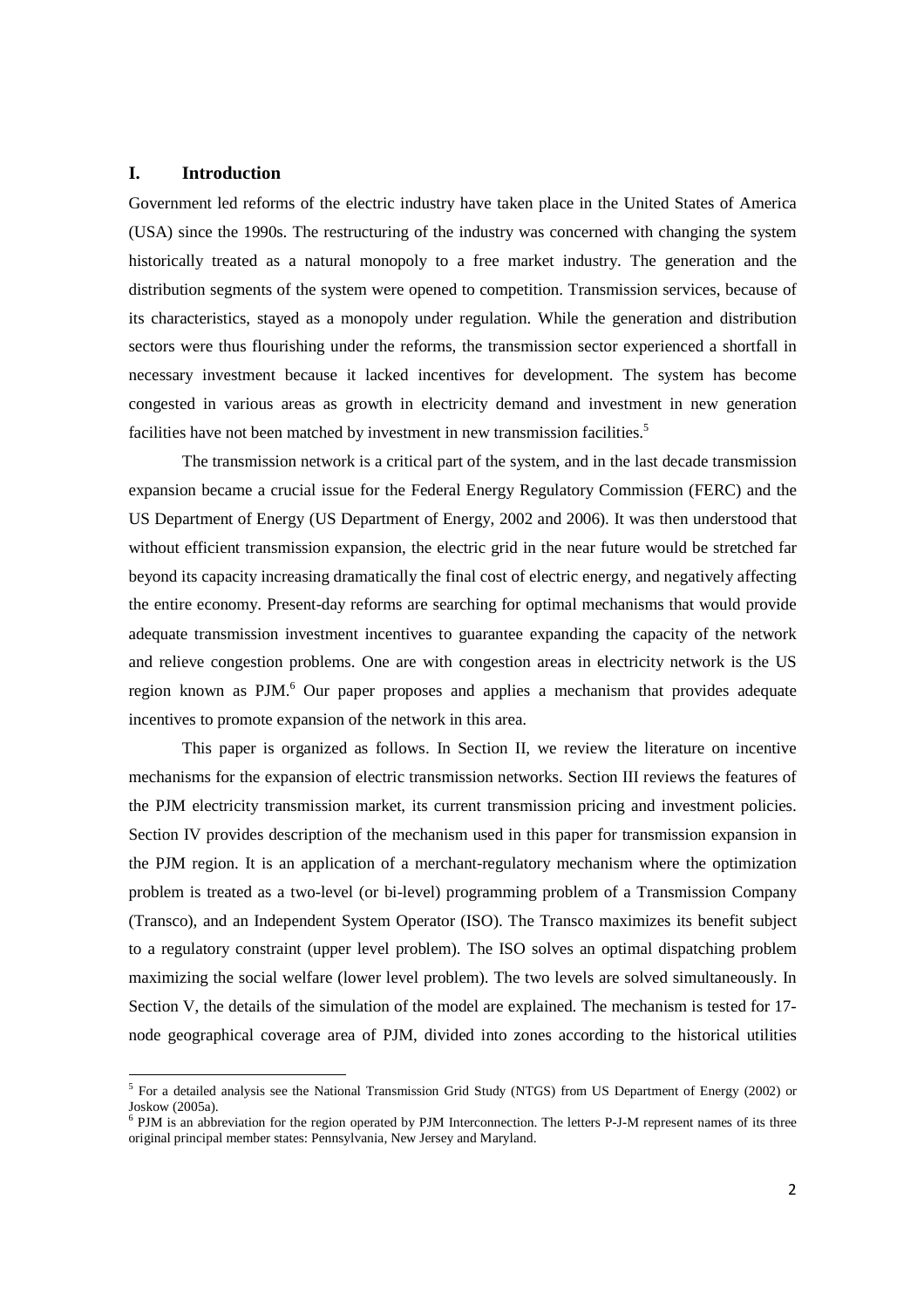## I. Introduction

Government led reforms of the electric industry have taken place in the United States of America (USA) since the 1990s. The restructuring of the industry was concerned with changing the system historically treated as a natural monopoly to a free market industry. The generation and the distribution segments of the system were opened to competition. Transmission services, because of its characteristics, stayed as a monopoly under regulation. While the generation and distribution sectors were thus flourishing under the reforms, the transmission sector experienced a shortfall in necessary investment because it lacked incentives for development. The system has become congested in various areas as growth in electricity demand and investment in new generation facilities have not been matched by investment in new transmission facilities.[5]

The transmission network is a critical part of the system, and in the last decade transmission expansion became a crucial issue for the Federal Energy Regulatory Commission (FERC) and the US Department of Energy (US Department of Energy, 2002 and 2006). It was then understood that without efficient transmission expansion, the electric grid in the near future would be stretched far beyond its capacity increasing dramatically the final cost of electric energy, and negatively affecting the entire economy. Present-day reforms are searching for optimal mechanisms that would provide adequate transmission investment incentives to guarantee expanding the capacity of the network and relieve congestion problems. One are with congestion areas in electricity network is the US region known as PJM.[6] Our paper proposes and applies a mechanism that provides adequate incentives to promote expansion of the network in this area.

This paper is organized as follows. In Section II, we review the literature on incentive mechanisms for the expansion of electric transmission networks. Section III reviews the features of the PJM electricity transmission market, its current transmission pricing and investment policies. Section IV provides description of the mechanism used in this paper for transmission expansion in the PJM region. It is an application of a merchant-regulatory mechanism where the optimization problem is treated as a two-level (or bi-level) programming problem of a Transmission Company (Transco), and an Independent System Operator (ISO). The Transco maximizes its benefit subject to a regulatory constraint (upper level problem). The ISO solves an optimal dispatching problem maximizing the social welfare (lower level problem). The two levels are solved simultaneously. In Section V, the details of the simulation of the model are explained. The mechanism is tested for 17-node geographical coverage area of PJM, divided into zones according to the historical utilities

[5] For a detailed analysis see the National Transmission Grid Study (NTGS) from US Department of Energy (2002) or Joskow (2005a).

[6] PJM is an abbreviation for the region operated by PJM Interconnection. The letters P-J-M represent names of its three original principal member states: Pennsylvania, New Jersey and Maryland.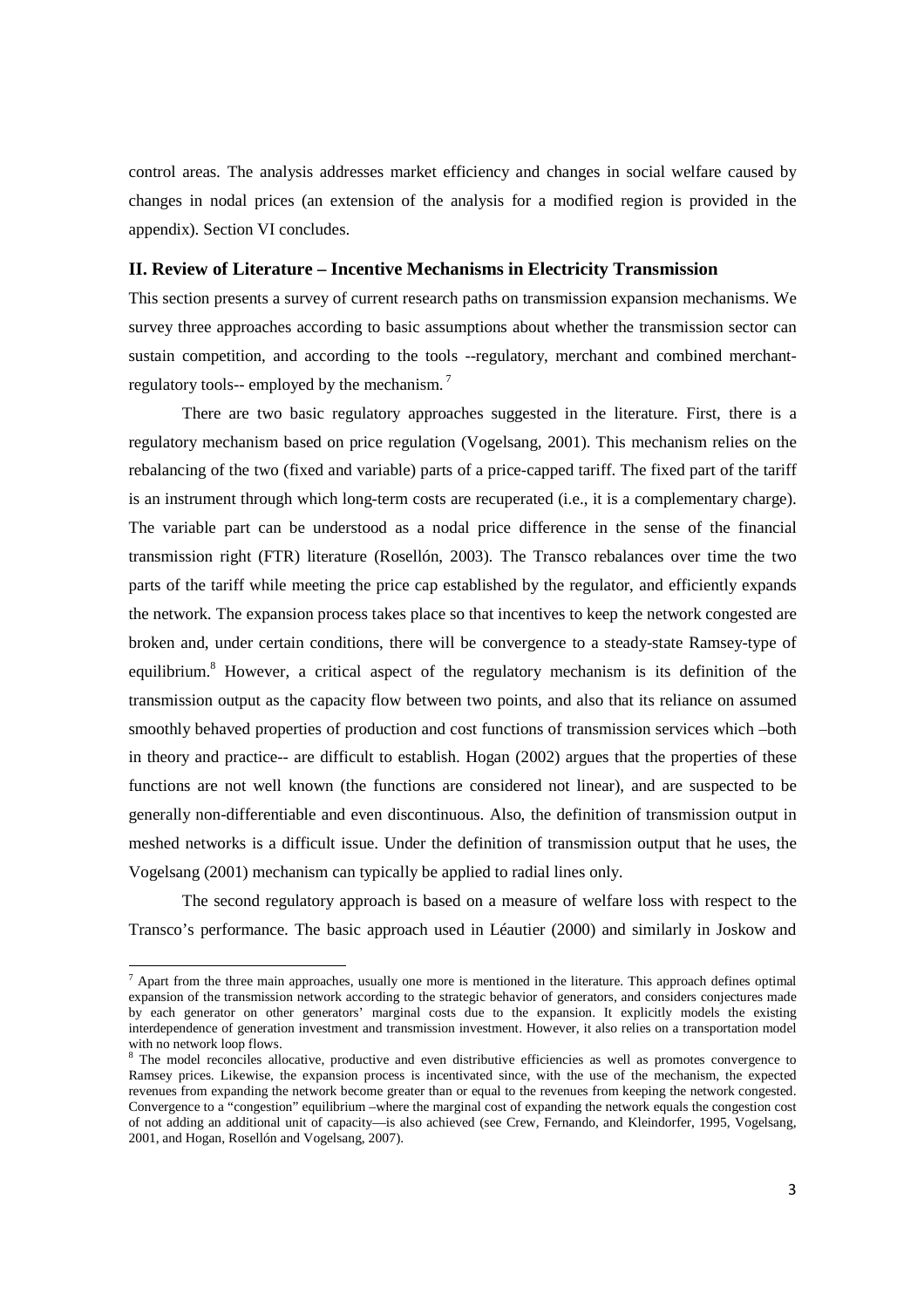control areas. The analysis addresses market efficiency and changes in social welfare caused by changes in nodal prices (an extension of the analysis for a modified region is provided in the appendix). Section VI concludes.

## II. Review of Literature – Incentive Mechanisms in Electricity Transmission

This section presents a survey of current research paths on transmission expansion mechanisms. We survey three approaches according to basic assumptions about whether the transmission sector can sustain competition, and according to the tools --regulatory, merchant and combined merchant-regulatory tools-- employed by the mechanism.[7]

There are two basic regulatory approaches suggested in the literature. First, there is a regulatory mechanism based on price regulation (Vogelsang, 2001). This mechanism relies on the rebalancing of the two (fixed and variable) parts of a price-capped tariff. The fixed part of the tariff is an instrument through which long-term costs are recuperated (i.e., it is a complementary charge). The variable part can be understood as a nodal price difference in the sense of the financial transmission right (FTR) literature (Rosellón, 2003). The Transco rebalances over time the two parts of the tariff while meeting the price cap established by the regulator, and efficiently expands the network. The expansion process takes place so that incentives to keep the network congested are broken and, under certain conditions, there will be convergence to a steady-state Ramsey-type of equilibrium.[8] However, a critical aspect of the regulatory mechanism is its definition of the transmission output as the capacity flow between two points, and also that its reliance on assumed smoothly behaved properties of production and cost functions of transmission services which –both in theory and practice-- are difficult to establish. Hogan (2002) argues that the properties of these functions are not well known (the functions are considered not linear), and are suspected to be generally non-differentiable and even discontinuous. Also, the definition of transmission output in meshed networks is a difficult issue. Under the definition of transmission output that he uses, the Vogelsang (2001) mechanism can typically be applied to radial lines only.

The second regulatory approach is based on a measure of welfare loss with respect to the Transco's performance. The basic approach used in Léautier (2000) and similarly in Joskow and

---

[7] Apart from the three main approaches, usually one more is mentioned in the literature. This approach defines optimal expansion of the transmission network according to the strategic behavior of generators, and considers conjectures made by each generator on other generators' marginal costs due to the expansion. It explicitly models the existing interdependence of generation investment and transmission investment. However, it also relies on a transportation model with no network loop flows.

[8] The model reconciles allocative, productive and even distributive efficiencies as well as promotes convergence to Ramsey prices. Likewise, the expansion process is incentivated since, with the use of the mechanism, the expected revenues from expanding the network become greater than or equal to the revenues from keeping the network congested. Convergence to a "congestion" equilibrium –where the marginal cost of expanding the network equals the congestion cost of not adding an additional unit of capacity—is also achieved (see Crew, Fernando, and Kleindorfer, 1995, Vogelsang, 2001, and Hogan, Rosellón and Vogelsang, 2007).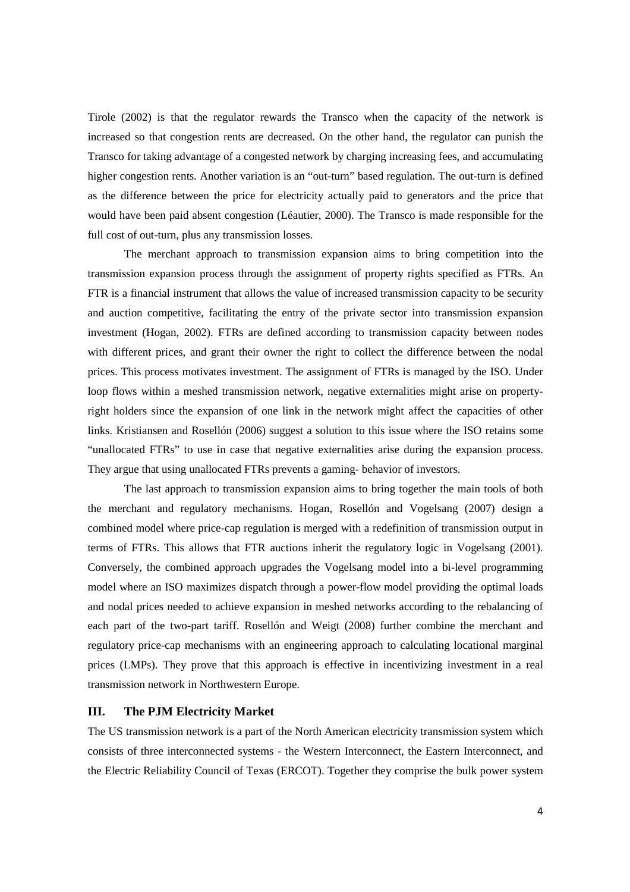Tirole (2002) is that the regulator rewards the Transco when the capacity of the network is increased so that congestion rents are decreased. On the other hand, the regulator can punish the Transco for taking advantage of a congested network by charging increasing fees, and accumulating higher congestion rents. Another variation is an "out-turn" based regulation. The out-turn is defined as the difference between the price for electricity actually paid to generators and the price that would have been paid absent congestion (Léautier, 2000). The Transco is made responsible for the full cost of out-turn, plus any transmission losses.

The merchant approach to transmission expansion aims to bring competition into the transmission expansion process through the assignment of property rights specified as FTRs. An FTR is a financial instrument that allows the value of increased transmission capacity to be security and auction competitive, facilitating the entry of the private sector into transmission expansion investment (Hogan, 2002). FTRs are defined according to transmission capacity between nodes with different prices, and grant their owner the right to collect the difference between the nodal prices. This process motivates investment. The assignment of FTRs is managed by the ISO. Under loop flows within a meshed transmission network, negative externalities might arise on property-right holders since the expansion of one link in the network might affect the capacities of other links. Kristiansen and Rosellón (2006) suggest a solution to this issue where the ISO retains some "unallocated FTRs" to use in case that negative externalities arise during the expansion process. They argue that using unallocated FTRs prevents a gaming- behavior of investors.

The last approach to transmission expansion aims to bring together the main tools of both the merchant and regulatory mechanisms. Hogan, Rosellón and Vogelsang (2007) design a combined model where price-cap regulation is merged with a redefinition of transmission output in terms of FTRs. This allows that FTR auctions inherit the regulatory logic in Vogelsang (2001). Conversely, the combined approach upgrades the Vogelsang model into a bi-level programming model where an ISO maximizes dispatch through a power-flow model providing the optimal loads and nodal prices needed to achieve expansion in meshed networks according to the rebalancing of each part of the two-part tariff. Rosellón and Weigt (2008) further combine the merchant and regulatory price-cap mechanisms with an engineering approach to calculating locational marginal prices (LMPs). They prove that this approach is effective in incentivizing investment in a real transmission network in Northwestern Europe.

## III. The PJM Electricity Market

The US transmission network is a part of the North American electricity transmission system which consists of three interconnected systems - the Western Interconnect, the Eastern Interconnect, and the Electric Reliability Council of Texas (ERCOT). Together they comprise the bulk power system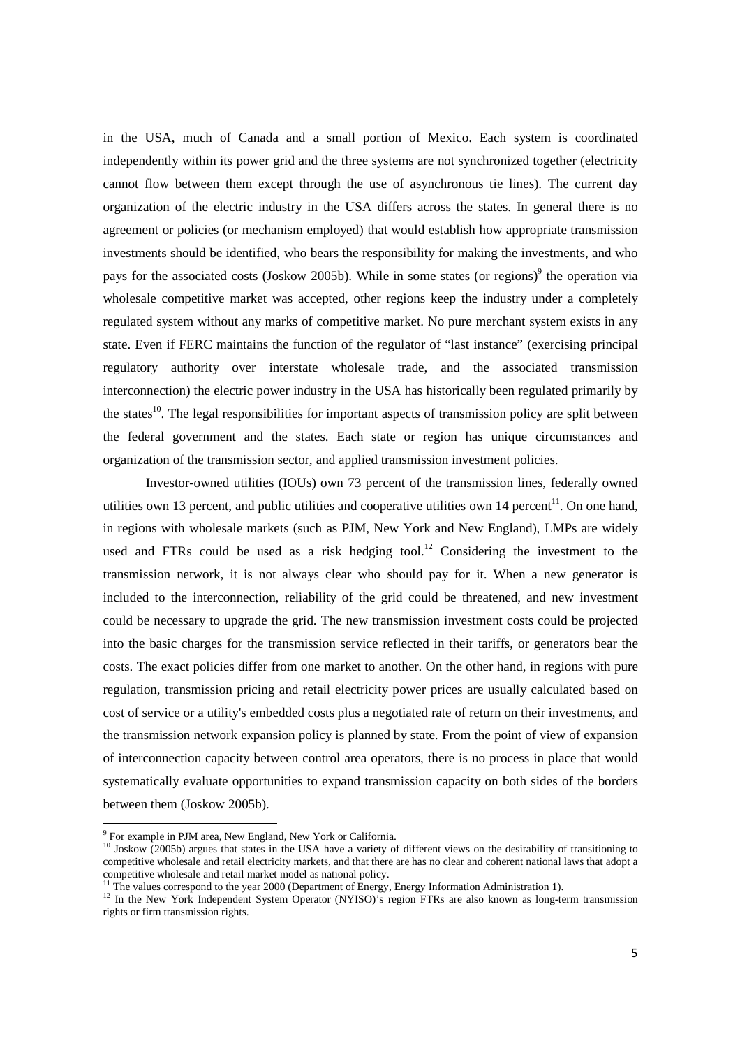in the USA, much of Canada and a small portion of Mexico. Each system is coordinated independently within its power grid and the three systems are not synchronized together (electricity cannot flow between them except through the use of asynchronous tie lines). The current day organization of the electric industry in the USA differs across the states. In general there is no agreement or policies (or mechanism employed) that would establish how appropriate transmission investments should be identified, who bears the responsibility for making the investments, and who pays for the associated costs (Joskow 2005b). While in some states (or regions)[9] the operation via wholesale competitive market was accepted, other regions keep the industry under a completely regulated system without any marks of competitive market. No pure merchant system exists in any state. Even if FERC maintains the function of the regulator of "last instance" (exercising principal regulatory authority over interstate wholesale trade, and the associated transmission interconnection) the electric power industry in the USA has historically been regulated primarily by the states[10]. The legal responsibilities for important aspects of transmission policy are split between the federal government and the states. Each state or region has unique circumstances and organization of the transmission sector, and applied transmission investment policies.

Investor-owned utilities (IOUs) own 73 percent of the transmission lines, federally owned utilities own 13 percent, and public utilities and cooperative utilities own 14 percent[11]. On one hand, in regions with wholesale markets (such as PJM, New York and New England), LMPs are widely used and FTRs could be used as a risk hedging tool.[12] Considering the investment to the transmission network, it is not always clear who should pay for it. When a new generator is included to the interconnection, reliability of the grid could be threatened, and new investment could be necessary to upgrade the grid. The new transmission investment costs could be projected into the basic charges for the transmission service reflected in their tariffs, or generators bear the costs. The exact policies differ from one market to another. On the other hand, in regions with pure regulation, transmission pricing and retail electricity power prices are usually calculated based on cost of service or a utility's embedded costs plus a negotiated rate of return on their investments, and the transmission network expansion policy is planned by state. From the point of view of expansion of interconnection capacity between control area operators, there is no process in place that would systematically evaluate opportunities to expand transmission capacity on both sides of the borders between them (Joskow 2005b).

[9] For example in PJM area, New England, New York or California.

[10] Joskow (2005b) argues that states in the USA have a variety of different views on the desirability of transitioning to competitive wholesale and retail electricity markets, and that there are has no clear and coherent national laws that adopt a competitive wholesale and retail market model as national policy.

[11] The values correspond to the year 2000 (Department of Energy, Energy Information Administration 1).

[12] In the New York Independent System Operator (NYISO)'s region FTRs are also known as long-term transmission rights or firm transmission rights.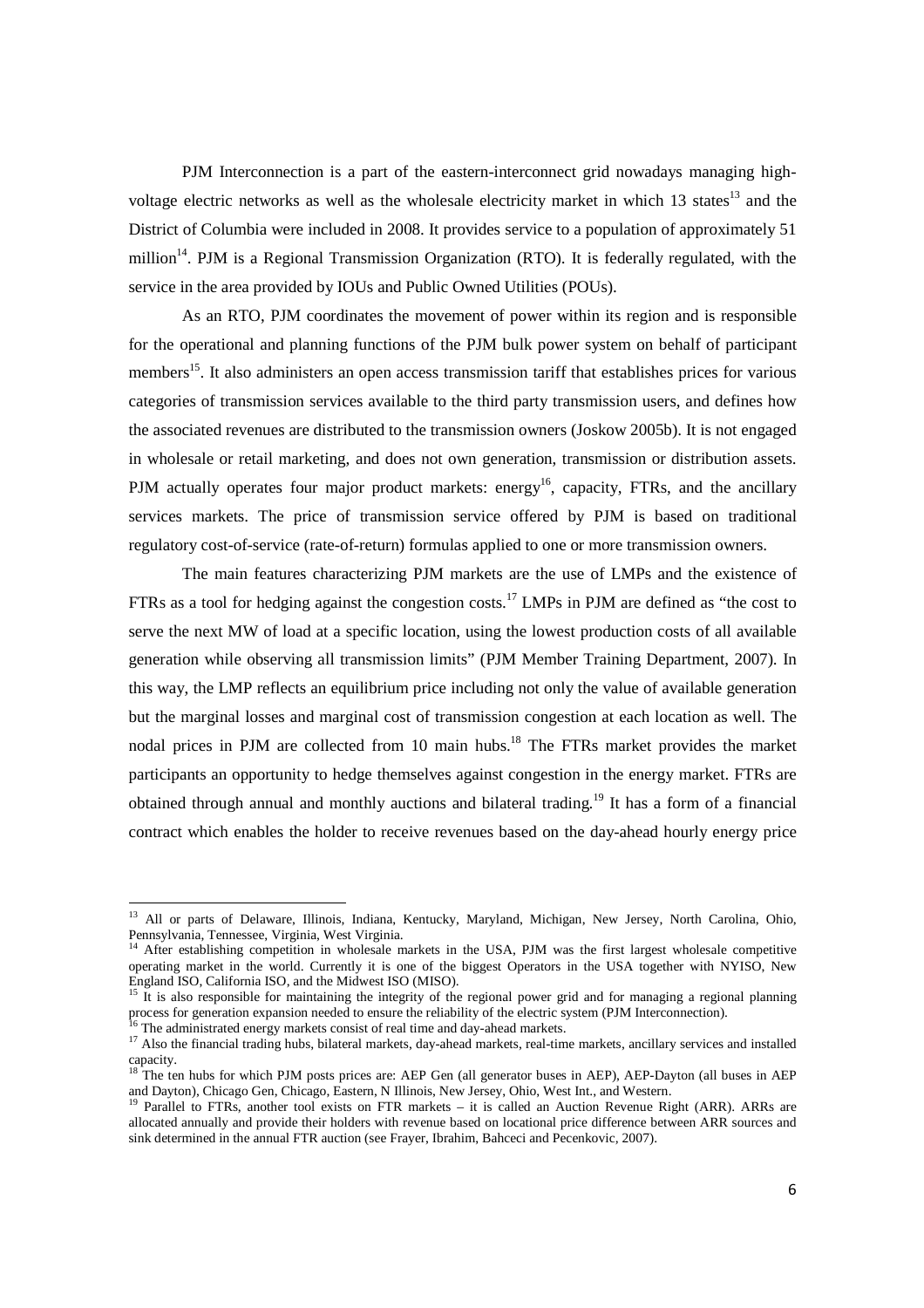PJM Interconnection is a part of the eastern-interconnect grid nowadays managing high-voltage electric networks as well as the wholesale electricity market in which 13 states[13] and the District of Columbia were included in 2008. It provides service to a population of approximately 51 million[14]. PJM is a Regional Transmission Organization (RTO). It is federally regulated, with the service in the area provided by IOUs and Public Owned Utilities (POUs).

As an RTO, PJM coordinates the movement of power within its region and is responsible for the operational and planning functions of the PJM bulk power system on behalf of participant members[15]. It also administers an open access transmission tariff that establishes prices for various categories of transmission services available to the third party transmission users, and defines how the associated revenues are distributed to the transmission owners (Joskow 2005b). It is not engaged in wholesale or retail marketing, and does not own generation, transmission or distribution assets. PJM actually operates four major product markets: energy[16], capacity, FTRs, and the ancillary services markets. The price of transmission service offered by PJM is based on traditional regulatory cost-of-service (rate-of-return) formulas applied to one or more transmission owners.

The main features characterizing PJM markets are the use of LMPs and the existence of FTRs as a tool for hedging against the congestion costs.[17] LMPs in PJM are defined as "the cost to serve the next MW of load at a specific location, using the lowest production costs of all available generation while observing all transmission limits" (PJM Member Training Department, 2007). In this way, the LMP reflects an equilibrium price including not only the value of available generation but the marginal losses and marginal cost of transmission congestion at each location as well. The nodal prices in PJM are collected from 10 main hubs.[18] The FTRs market provides the market participants an opportunity to hedge themselves against congestion in the energy market. FTRs are obtained through annual and monthly auctions and bilateral trading.[19] It has a form of a financial contract which enables the holder to receive revenues based on the day-ahead hourly energy price

---

[13] All or parts of Delaware, Illinois, Indiana, Kentucky, Maryland, Michigan, New Jersey, North Carolina, Ohio, Pennsylvania, Tennessee, Virginia, West Virginia.

[14] After establishing competition in wholesale markets in the USA, PJM was the first largest wholesale competitive operating market in the world. Currently it is one of the biggest Operators in the USA together with NYISO, New England ISO, California ISO, and the Midwest ISO (MISO).

[15] It is also responsible for maintaining the integrity of the regional power grid and for managing a regional planning process for generation expansion needed to ensure the reliability of the electric system (PJM Interconnection).

[16] The administrated energy markets consist of real time and day-ahead markets.

[17] Also the financial trading hubs, bilateral markets, day-ahead markets, real-time markets, ancillary services and installed capacity.

[18] The ten hubs for which PJM posts prices are: AEP Gen (all generator buses in AEP), AEP-Dayton (all buses in AEP and Dayton), Chicago Gen, Chicago, Eastern, N Illinois, New Jersey, Ohio, West Int., and Western.

[19] Parallel to FTRs, another tool exists on FTR markets – it is called an Auction Revenue Right (ARR). ARRs are allocated annually and provide their holders with revenue based on locational price difference between ARR sources and sink determined in the annual FTR auction (see Frayer, Ibrahim, Bahceci and Pecenkovic, 2007).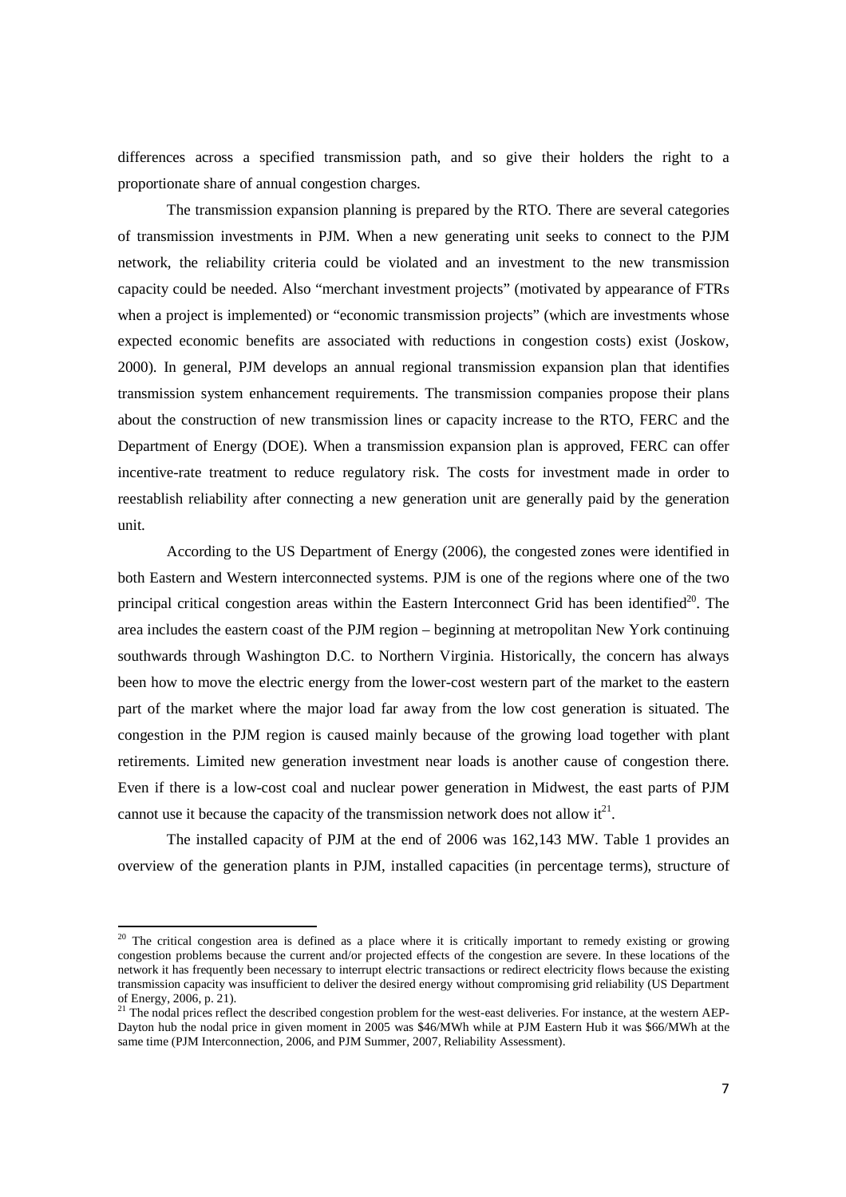differences across a specified transmission path, and so give their holders the right to a proportionate share of annual congestion charges.

The transmission expansion planning is prepared by the RTO. There are several categories of transmission investments in PJM. When a new generating unit seeks to connect to the PJM network, the reliability criteria could be violated and an investment to the new transmission capacity could be needed. Also "merchant investment projects" (motivated by appearance of FTRs when a project is implemented) or "economic transmission projects" (which are investments whose expected economic benefits are associated with reductions in congestion costs) exist (Joskow, 2000). In general, PJM develops an annual regional transmission expansion plan that identifies transmission system enhancement requirements. The transmission companies propose their plans about the construction of new transmission lines or capacity increase to the RTO, FERC and the Department of Energy (DOE). When a transmission expansion plan is approved, FERC can offer incentive-rate treatment to reduce regulatory risk. The costs for investment made in order to reestablish reliability after connecting a new generation unit are generally paid by the generation unit.

According to the US Department of Energy (2006), the congested zones were identified in both Eastern and Western interconnected systems. PJM is one of the regions where one of the two principal critical congestion areas within the Eastern Interconnect Grid has been identified[20]. The area includes the eastern coast of the PJM region – beginning at metropolitan New York continuing southwards through Washington D.C. to Northern Virginia. Historically, the concern has always been how to move the electric energy from the lower-cost western part of the market to the eastern part of the market where the major load far away from the low cost generation is situated. The congestion in the PJM region is caused mainly because of the growing load together with plant retirements. Limited new generation investment near loads is another cause of congestion there. Even if there is a low-cost coal and nuclear power generation in Midwest, the east parts of PJM cannot use it because the capacity of the transmission network does not allow it[21].

The installed capacity of PJM at the end of 2006 was 162,143 MW. Table 1 provides an overview of the generation plants in PJM, installed capacities (in percentage terms), structure of

---

[20] The critical congestion area is defined as a place where it is critically important to remedy existing or growing congestion problems because the current and/or projected effects of the congestion are severe. In these locations of the network it has frequently been necessary to interrupt electric transactions or redirect electricity flows because the existing transmission capacity was insufficient to deliver the desired energy without compromising grid reliability (US Department of Energy, 2006, p. 21).

[21] The nodal prices reflect the described congestion problem for the west-east deliveries. For instance, at the western AEP-Dayton hub the nodal price in given moment in 2005 was $46/MWh while at PJM Eastern Hub it was $66/MWh at the same time (PJM Interconnection, 2006, and PJM Summer, 2007, Reliability Assessment).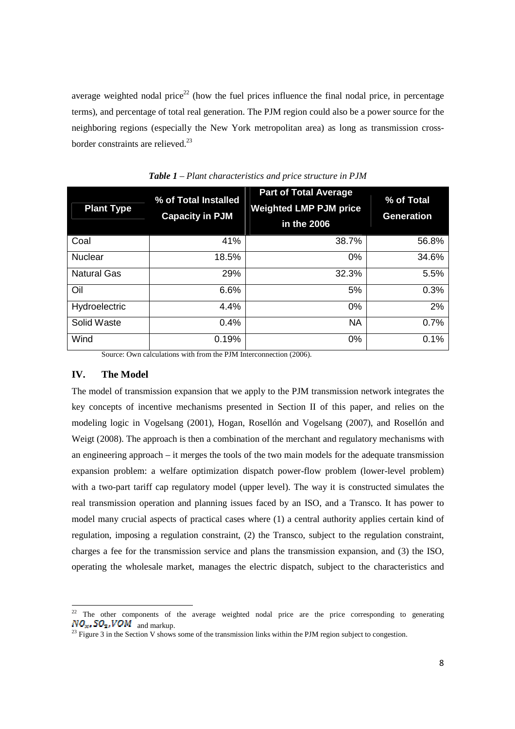average weighted nodal price[22] (how the fuel prices influence the final nodal price, in percentage terms), and percentage of total real generation. The PJM region could also be a power source for the neighboring regions (especially the New York metropolitan area) as long as transmission cross-border constraints are relieved.[23]

***Table 1** – Plant characteristics and price structure in PJM*

| Plant Type | % of Total Installed Capacity in PJM | Part of Total Average Weighted LMP PJM price in the 2006 | % of Total Generation |
|---|---|---|---|
| Coal | 41% | 38.7% | 56.8% |
| Nuclear | 18.5% | 0% | 34.6% |
| Natural Gas | 29% | 32.3% | 5.5% |
| Oil | 6.6% | 5% | 0.3% |
| Hydroelectric | 4.4% | 0% | 2% |
| Solid Waste | 0.4% | NA | 0.7% |
| Wind | 0.19% | 0% | 0.1% |

Source: Own calculations with from the PJM Interconnection (2006).

## IV. The Model

The model of transmission expansion that we apply to the PJM transmission network integrates the key concepts of incentive mechanisms presented in Section II of this paper, and relies on the modeling logic in Vogelsang (2001), Hogan, Rosellón and Vogelsang (2007), and Rosellón and Weigt (2008). The approach is then a combination of the merchant and regulatory mechanisms with an engineering approach – it merges the tools of the two main models for the adequate transmission expansion problem: a welfare optimization dispatch power-flow problem (lower-level problem) with a two-part tariff cap regulatory model (upper level). The way it is constructed simulates the real transmission operation and planning issues faced by an ISO, and a Transco. It has power to model many crucial aspects of practical cases where (1) a central authority applies certain kind of regulation, imposing a regulation constraint, (2) the Transco, subject to the regulation constraint, charges a fee for the transmission service and plans the transmission expansion, and (3) the ISO, operating the wholesale market, manages the electric dispatch, subject to the characteristics and

[22] The other components of the average weighted nodal price are the price corresponding to generating $NO_x, SO_2, VOM$ and markup.

[23] Figure 3 in the Section V shows some of the transmission links within the PJM region subject to congestion.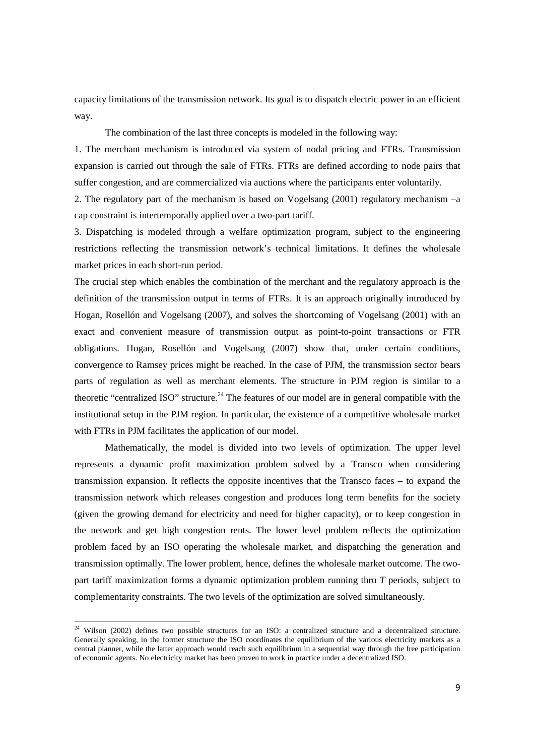capacity limitations of the transmission network. Its goal is to dispatch electric power in an efficient way.

The combination of the last three concepts is modeled in the following way:

1. The merchant mechanism is introduced via system of nodal pricing and FTRs. Transmission expansion is carried out through the sale of FTRs. FTRs are defined according to node pairs that suffer congestion, and are commercialized via auctions where the participants enter voluntarily.

2. The regulatory part of the mechanism is based on Vogelsang (2001) regulatory mechanism –a cap constraint is intertemporally applied over a two-part tariff.

3. Dispatching is modeled through a welfare optimization program, subject to the engineering restrictions reflecting the transmission network's technical limitations. It defines the wholesale market prices in each short-run period.

The crucial step which enables the combination of the merchant and the regulatory approach is the definition of the transmission output in terms of FTRs. It is an approach originally introduced by Hogan, Rosellón and Vogelsang (2007), and solves the shortcoming of Vogelsang (2001) with an exact and convenient measure of transmission output as point-to-point transactions or FTR obligations. Hogan, Rosellón and Vogelsang (2007) show that, under certain conditions, convergence to Ramsey prices might be reached. In the case of PJM, the transmission sector bears parts of regulation as well as merchant elements. The structure in PJM region is similar to a theoretic "centralized ISO" structure.[24] The features of our model are in general compatible with the institutional setup in the PJM region. In particular, the existence of a competitive wholesale market with FTRs in PJM facilitates the application of our model.

Mathematically, the model is divided into two levels of optimization. The upper level represents a dynamic profit maximization problem solved by a Transco when considering transmission expansion. It reflects the opposite incentives that the Transco faces – to expand the transmission network which releases congestion and produces long term benefits for the society (given the growing demand for electricity and need for higher capacity), or to keep congestion in the network and get high congestion rents. The lower level problem reflects the optimization problem faced by an ISO operating the wholesale market, and dispatching the generation and transmission optimally. The lower problem, hence, defines the wholesale market outcome. The two-part tariff maximization forms a dynamic optimization problem running thru $T$ periods, subject to complementarity constraints. The two levels of the optimization are solved simultaneously.

[24] Wilson (2002) defines two possible structures for an ISO: a centralized structure and a decentralized structure. Generally speaking, in the former structure the ISO coordinates the equilibrium of the various electricity markets as a central planner, while the latter approach would reach such equilibrium in a sequential way through the free participation of economic agents. No electricity market has been proven to work in practice under a decentralized ISO.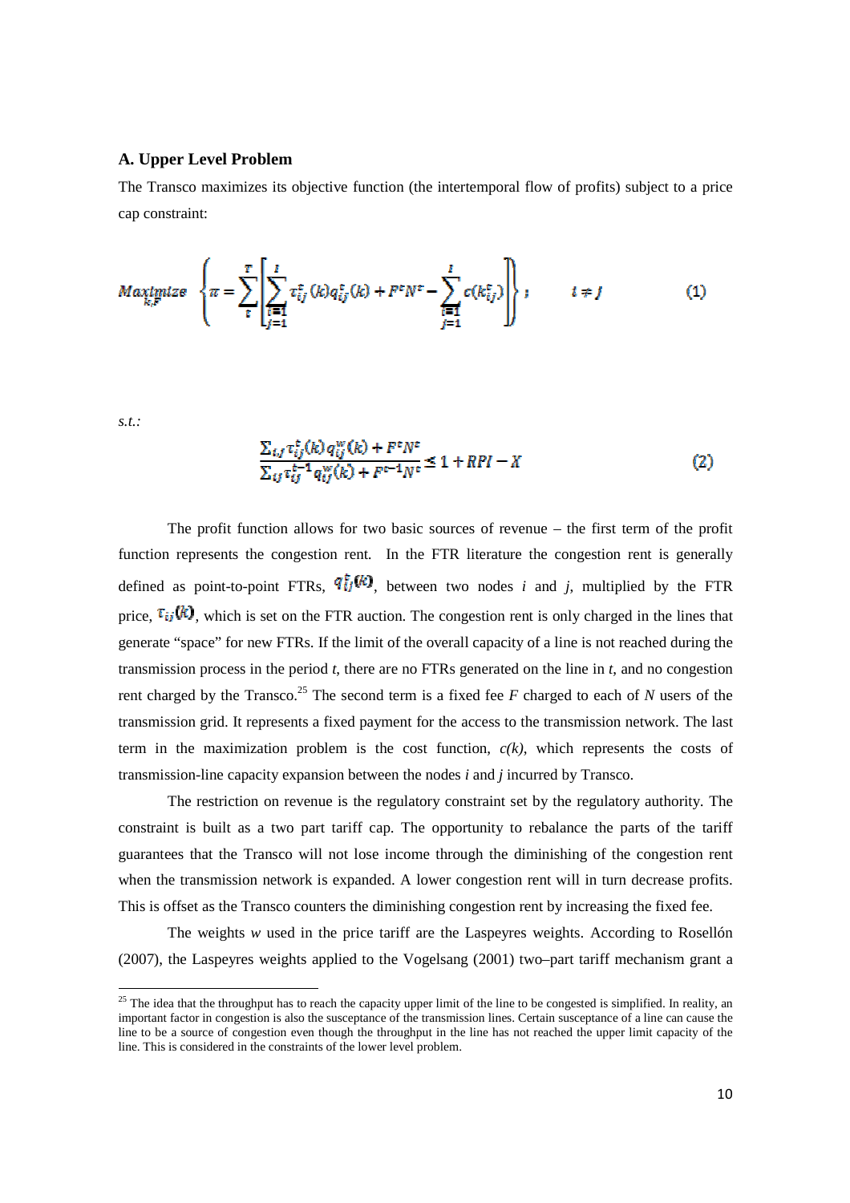## A. Upper Level Problem

The Transco maximizes its objective function (the intertemporal flow of profits) subject to a price cap constraint:

$$\underset{k,F}{Maximize} \left\{ \pi = \sum_{t}^{T} \left[ \sum_{\substack{i=1 \\ j=1}}^{I} \tau_{ij}^{t}(k) q_{ij}^{t}(k) + F^{t} N^{t} - \sum_{\substack{i=1 \\ j=1}}^{I} c(k_{ij}^{t}) \right] \right\}; \qquad i \neq j \tag{1}$$

*s.t.:*

$$\frac{\sum_{i,j} \tau_{ij}^{t}(k) q_{ij}^{w}(k) + F^{t} N^{t}}{\sum_{ij} \tau_{ij}^{t-1} q_{ij}^{w}(k) + F^{t-1} N^{t}} \leq 1 + RPI - X \tag{2}$$

The profit function allows for two basic sources of revenue – the first term of the profit function represents the congestion rent. In the FTR literature the congestion rent is generally defined as point-to-point FTRs, $q_{ij}^{t}(k)$, between two nodes *i* and *j*, multiplied by the FTR price, $\tau_{ij}(k)$, which is set on the FTR auction. The congestion rent is only charged in the lines that generate "space" for new FTRs. If the limit of the overall capacity of a line is not reached during the transmission process in the period *t*, there are no FTRs generated on the line in *t*, and no congestion rent charged by the Transco.[25] The second term is a fixed fee *F* charged to each of *N* users of the transmission grid. It represents a fixed payment for the access to the transmission network. The last term in the maximization problem is the cost function, *c(k)*, which represents the costs of transmission-line capacity expansion between the nodes *i* and *j* incurred by Transco.

The restriction on revenue is the regulatory constraint set by the regulatory authority. The constraint is built as a two part tariff cap. The opportunity to rebalance the parts of the tariff guarantees that the Transco will not lose income through the diminishing of the congestion rent when the transmission network is expanded. A lower congestion rent will in turn decrease profits. This is offset as the Transco counters the diminishing congestion rent by increasing the fixed fee.

The weights *w* used in the price tariff are the Laspeyres weights. According to Rosellón (2007), the Laspeyres weights applied to the Vogelsang (2001) two–part tariff mechanism grant a

---

[25] The idea that the throughput has to reach the capacity upper limit of the line to be congested is simplified. In reality, an important factor in congestion is also the susceptance of the transmission lines. Certain susceptance of a line can cause the line to be a source of congestion even though the throughput in the line has not reached the upper limit capacity of the line. This is considered in the constraints of the lower level problem.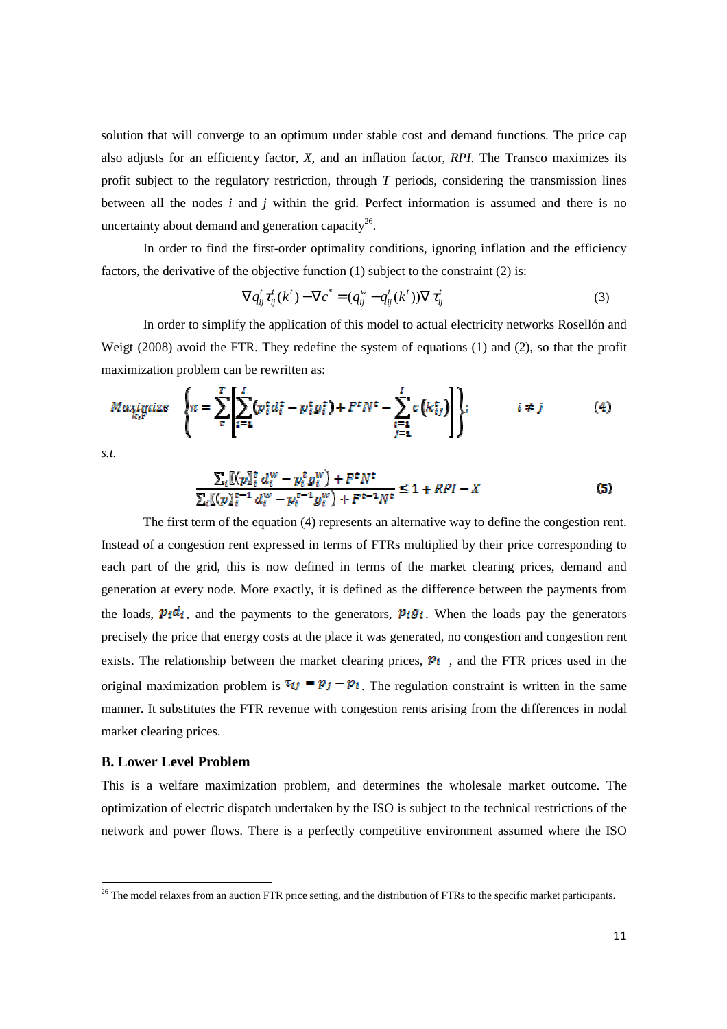solution that will converge to an optimum under stable cost and demand functions. The price cap also adjusts for an efficiency factor, *X*, and an inflation factor, *RPI*. The Transco maximizes its profit subject to the regulatory restriction, through *T* periods, considering the transmission lines between all the nodes *i* and *j* within the grid. Perfect information is assumed and there is no uncertainty about demand and generation capacity[26].

In order to find the first-order optimality conditions, ignoring inflation and the efficiency factors, the derivative of the objective function (1) subject to the constraint (2) is:

$$\nabla q_{ij}^{t}\tau_{ij}^{t}(k^{t}) - \nabla c^{*} = (q_{ij}^{w} - q_{ij}^{t}(k^{t}))\nabla\tau_{ij}^{t} \tag{3}$$

In order to simplify the application of this model to actual electricity networks Rosellón and Weigt (2008) avoid the FTR. They redefine the system of equations (1) and (2), so that the profit maximization problem can be rewritten as:

$$\underset{k,F}{Maximize}\ \left\{\pi = \sum_{t}^{T}\left[\sum_{i=1}^{I}\left(p_i^t d_i^t - p_i^t g_i^t\right) + F^t N^t - \sum_{\substack{i=1\\ j=1}}^{I} c\left(k_{ij}^t\right)\right]\right\}; \qquad i \neq j \tag{4}$$

*s.t.*

$$\frac{\sum_i [(p]_i^t d_i^w - p_i^t g_i^w) + F^t N^t}{\sum_i [(p]_i^{t-1} d_i^w - p_i^{t-1} g_i^w) + F^{t-1} N^t} \leq 1 + RPI - X \tag{5}$$

The first term of the equation (4) represents an alternative way to define the congestion rent. Instead of a congestion rent expressed in terms of FTRs multiplied by their price corresponding to each part of the grid, this is now defined in terms of the market clearing prices, demand and generation at every node. More exactly, it is defined as the difference between the payments from the loads, $p_i d_i$, and the payments to the generators, $p_i g_i$. When the loads pay the generators precisely the price that energy costs at the place it was generated, no congestion and congestion rent exists. The relationship between the market clearing prices, $p_i$ , and the FTR prices used in the original maximization problem is $\tau_{ij} = p_j - p_i$. The regulation constraint is written in the same manner. It substitutes the FTR revenue with congestion rents arising from the differences in nodal market clearing prices.

### B. Lower Level Problem

This is a welfare maximization problem, and determines the wholesale market outcome. The optimization of electric dispatch undertaken by the ISO is subject to the technical restrictions of the network and power flows. There is a perfectly competitive environment assumed where the ISO

[26] The model relaxes from an auction FTR price setting, and the distribution of FTRs to the specific market participants.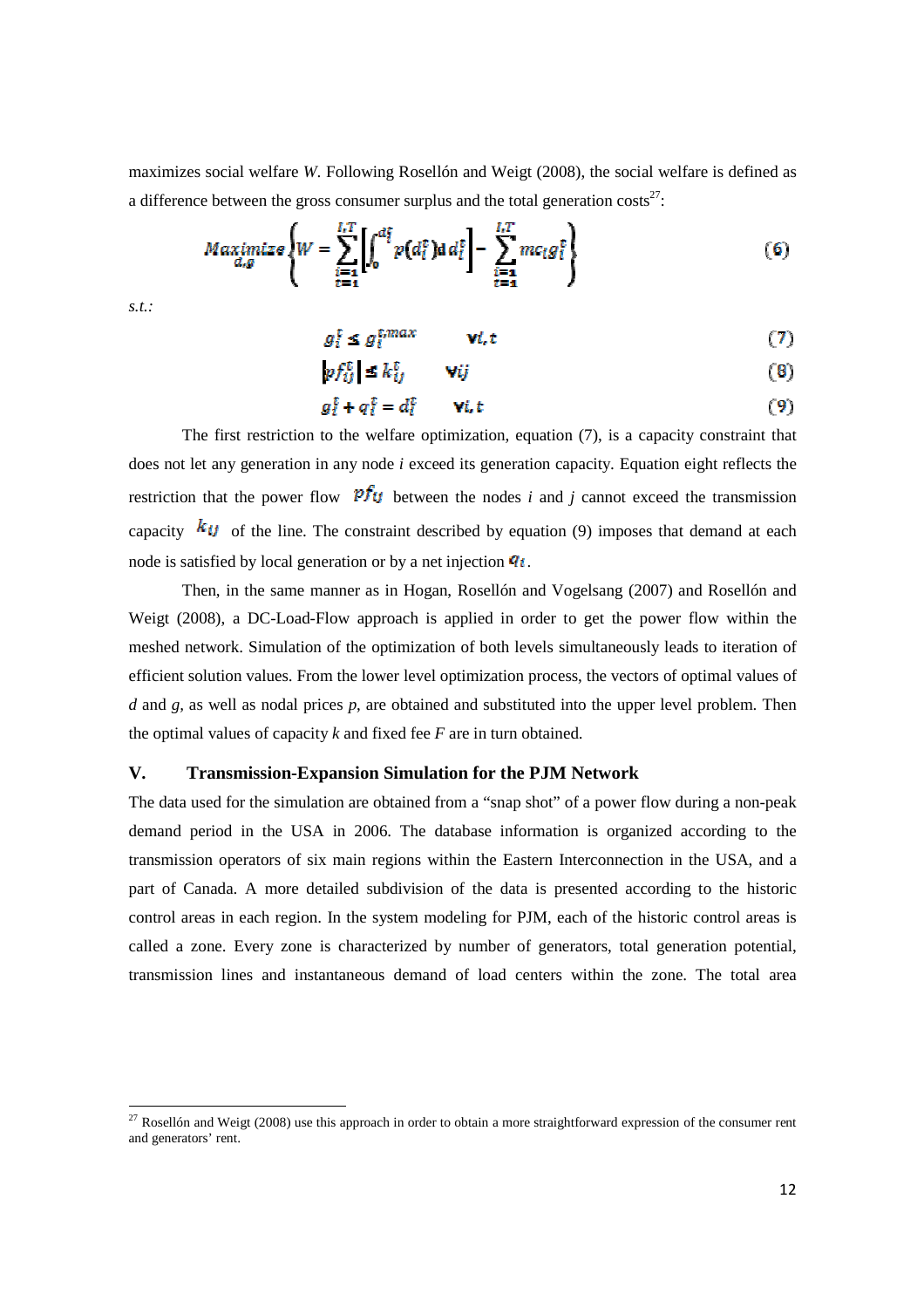maximizes social welfare *W*. Following Rosellón and Weigt (2008), the social welfare is defined as a difference between the gross consumer surplus and the total generation costs[27]:

$$\underset{d,g}{Maximize}\left\{W = \sum_{\substack{i=1 \\ t=1}}^{I,T}\left[\int_0^{d_i^t} p(d_i^t)\,\mathrm{d}\,d_i^t\right] - \sum_{\substack{i=1 \\ t=1}}^{I,T} mc_i g_i^t\right\} \tag{6}$$

*s.t.:*

$$g_i^t \leq g_i^{t,max} \qquad \forall i,t \tag{7}$$

$$\left|pf_{ij}^t\right| \leq k_{ij}^t \qquad \forall ij \tag{8}$$

$$g_i^t + q_i^t = d_i^t \qquad \forall i,t \tag{9}$$

The first restriction to the welfare optimization, equation (7), is a capacity constraint that does not let any generation in any node *i* exceed its generation capacity. Equation eight reflects the restriction that the power flow $pf_{ij}$ between the nodes *i* and *j* cannot exceed the transmission capacity $k_{ij}$ of the line. The constraint described by equation (9) imposes that demand at each node is satisfied by local generation or by a net injection $q_i$.

Then, in the same manner as in Hogan, Rosellón and Vogelsang (2007) and Rosellón and Weigt (2008), a DC-Load-Flow approach is applied in order to get the power flow within the meshed network. Simulation of the optimization of both levels simultaneously leads to iteration of efficient solution values. From the lower level optimization process, the vectors of optimal values of *d* and *g*, as well as nodal prices *p*, are obtained and substituted into the upper level problem. Then the optimal values of capacity *k* and fixed fee *F* are in turn obtained.

## V. Transmission-Expansion Simulation for the PJM Network

The data used for the simulation are obtained from a "snap shot" of a power flow during a non-peak demand period in the USA in 2006. The database information is organized according to the transmission operators of six main regions within the Eastern Interconnection in the USA, and a part of Canada. A more detailed subdivision of the data is presented according to the historic control areas in each region. In the system modeling for PJM, each of the historic control areas is called a zone. Every zone is characterized by number of generators, total generation potential, transmission lines and instantaneous demand of load centers within the zone. The total area

[27] Rosellón and Weigt (2008) use this approach in order to obtain a more straightforward expression of the consumer rent and generators' rent.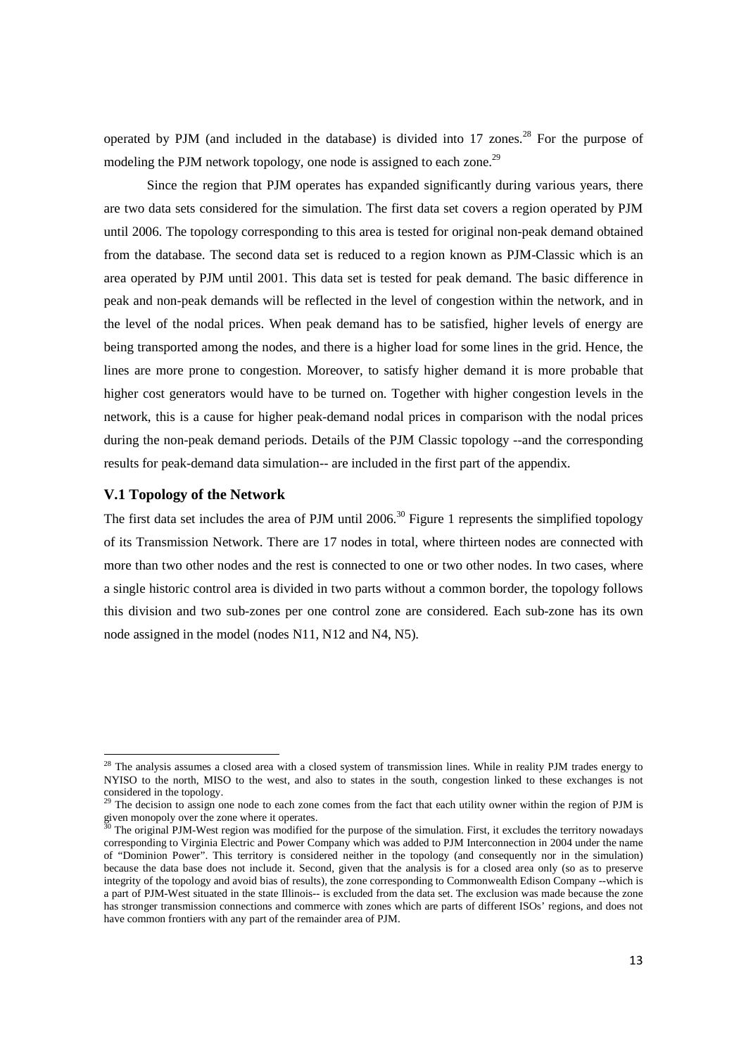operated by PJM (and included in the database) is divided into 17 zones.[28] For the purpose of modeling the PJM network topology, one node is assigned to each zone.[29]

Since the region that PJM operates has expanded significantly during various years, there are two data sets considered for the simulation. The first data set covers a region operated by PJM until 2006. The topology corresponding to this area is tested for original non-peak demand obtained from the database. The second data set is reduced to a region known as PJM-Classic which is an area operated by PJM until 2001. This data set is tested for peak demand. The basic difference in peak and non-peak demands will be reflected in the level of congestion within the network, and in the level of the nodal prices. When peak demand has to be satisfied, higher levels of energy are being transported among the nodes, and there is a higher load for some lines in the grid. Hence, the lines are more prone to congestion. Moreover, to satisfy higher demand it is more probable that higher cost generators would have to be turned on. Together with higher congestion levels in the network, this is a cause for higher peak-demand nodal prices in comparison with the nodal prices during the non-peak demand periods. Details of the PJM Classic topology --and the corresponding results for peak-demand data simulation-- are included in the first part of the appendix.

### V.1 Topology of the Network

The first data set includes the area of PJM until 2006.[30] Figure 1 represents the simplified topology of its Transmission Network. There are 17 nodes in total, where thirteen nodes are connected with more than two other nodes and the rest is connected to one or two other nodes. In two cases, where a single historic control area is divided in two parts without a common border, the topology follows this division and two sub-zones per one control zone are considered. Each sub-zone has its own node assigned in the model (nodes N11, N12 and N4, N5).

---

[28] The analysis assumes a closed area with a closed system of transmission lines. While in reality PJM trades energy to NYISO to the north, MISO to the west, and also to states in the south, congestion linked to these exchanges is not considered in the topology.

[29] The decision to assign one node to each zone comes from the fact that each utility owner within the region of PJM is given monopoly over the zone where it operates.

[30] The original PJM-West region was modified for the purpose of the simulation. First, it excludes the territory nowadays corresponding to Virginia Electric and Power Company which was added to PJM Interconnection in 2004 under the name of "Dominion Power". This territory is considered neither in the topology (and consequently nor in the simulation) because the data base does not include it. Second, given that the analysis is for a closed area only (so as to preserve integrity of the topology and avoid bias of results), the zone corresponding to Commonwealth Edison Company --which is a part of PJM-West situated in the state Illinois-- is excluded from the data set. The exclusion was made because the zone has stronger transmission connections and commerce with zones which are parts of different ISOs' regions, and does not have common frontiers with any part of the remainder area of PJM.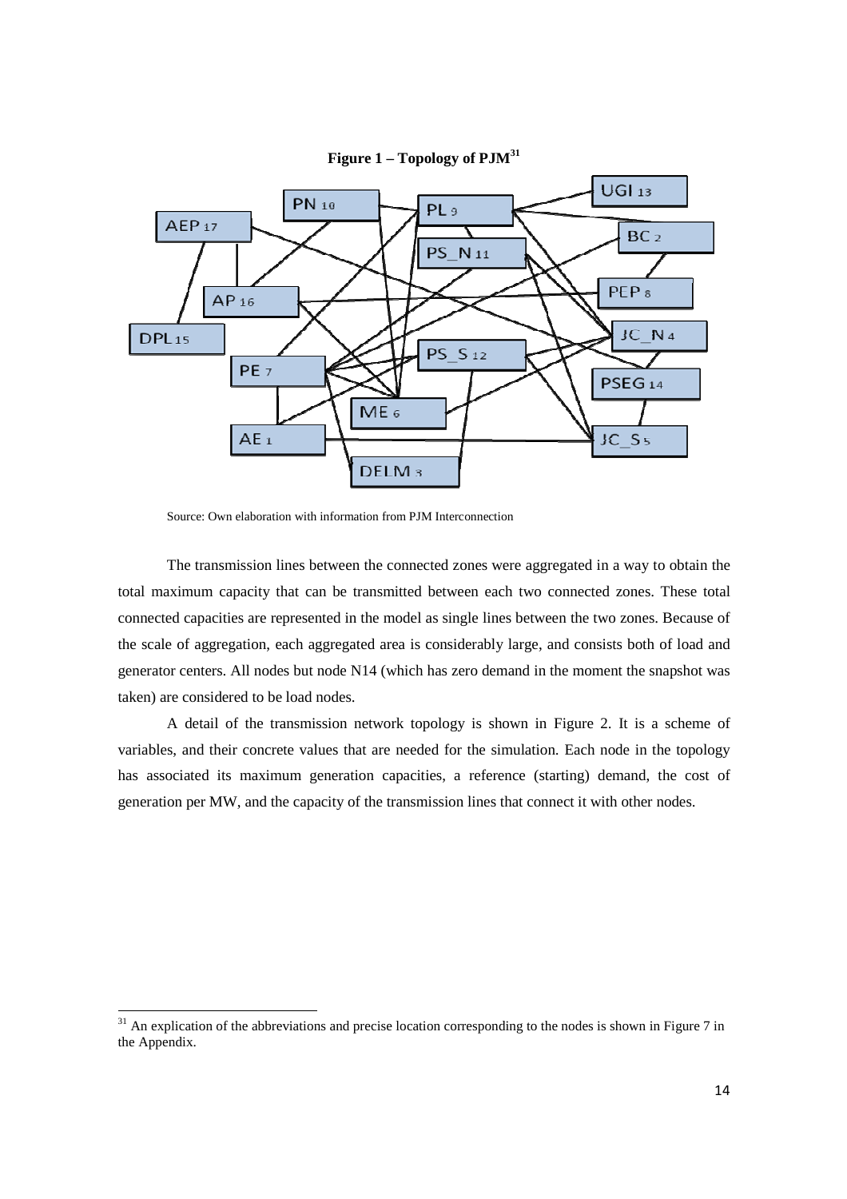**Figure 1 – Topology of PJM**[31]

Source: Own elaboration with information from PJM Interconnection

The transmission lines between the connected zones were aggregated in a way to obtain the total maximum capacity that can be transmitted between each two connected zones. These total connected capacities are represented in the model as single lines between the two zones. Because of the scale of aggregation, each aggregated area is considerably large, and consists both of load and generator centers. All nodes but node N14 (which has zero demand in the moment the snapshot was taken) are considered to be load nodes.

A detail of the transmission network topology is shown in Figure 2. It is a scheme of variables, and their concrete values that are needed for the simulation. Each node in the topology has associated its maximum generation capacities, a reference (starting) demand, the cost of generation per MW, and the capacity of the transmission lines that connect it with other nodes.

[31] An explication of the abbreviations and precise location corresponding to the nodes is shown in Figure 7 in the Appendix.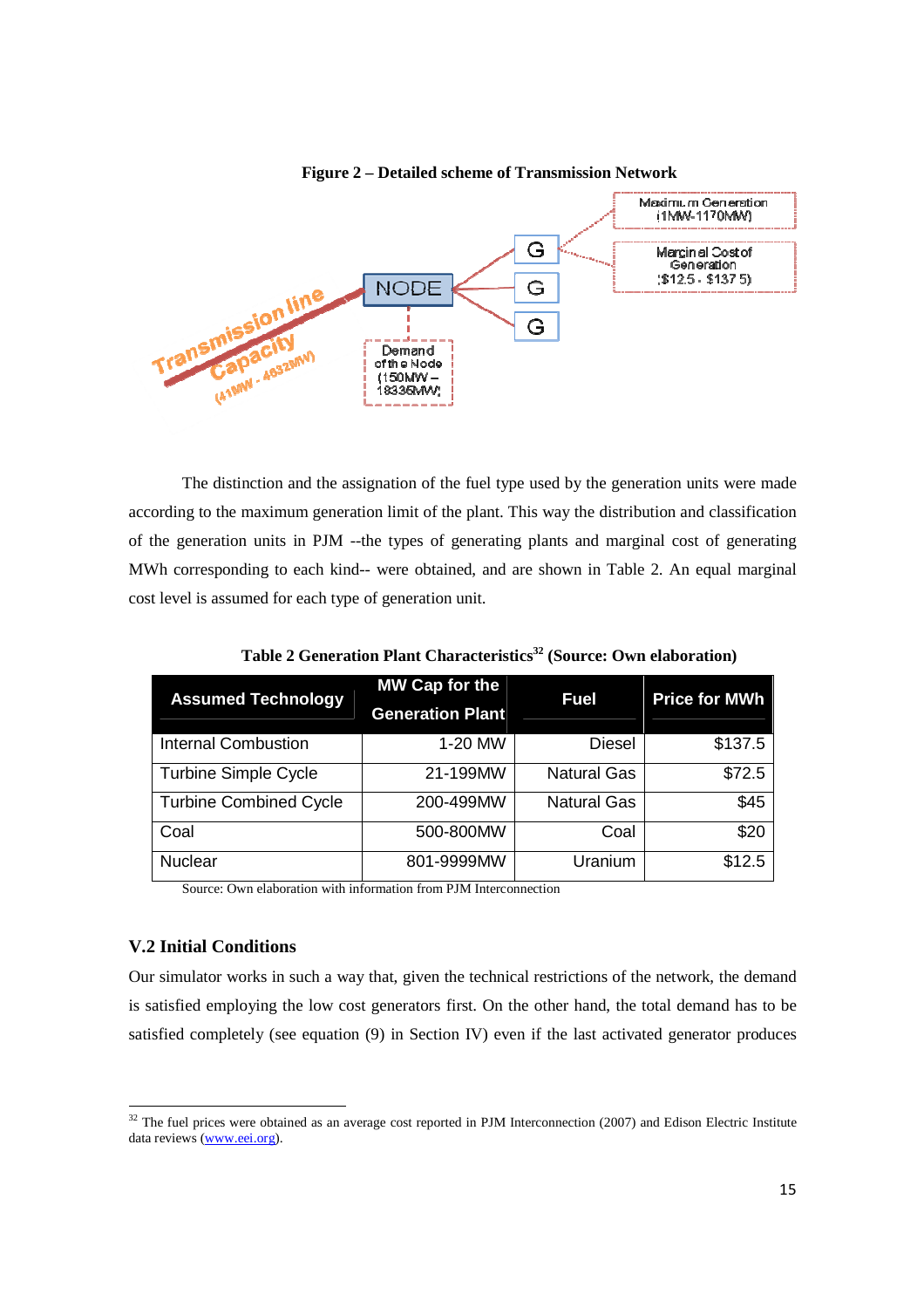**Figure 2 – Detailed scheme of Transmission Network**

Transmission line Capacity (41MW - 4832MW)

NODE

Demand of the Node (150MW – 18336MW)

G G G

Maximum Generation (1MW-1170MW)

Marginal Cost of Generation ($12.5 - $137.5)

The distinction and the assignation of the fuel type used by the generation units were made according to the maximum generation limit of the plant. This way the distribution and classification of the generation units in PJM --the types of generating plants and marginal cost of generating MWh corresponding to each kind-- were obtained, and are shown in Table 2. An equal marginal cost level is assumed for each type of generation unit.

**Table 2 Generation Plant Characteristics[32] (Source: Own elaboration)**

| Assumed Technology | MW Cap for the Generation Plant | Fuel | Price for MWh |
|---|---|---|---|
| Internal Combustion | 1-20 MW | Diesel | $137.5 |
| Turbine Simple Cycle | 21-199MW | Natural Gas | $72.5 |
| Turbine Combined Cycle | 200-499MW | Natural Gas | $45 |
| Coal | 500-800MW | Coal | $20 |
| Nuclear | 801-9999MW | Uranium | $12.5 |

Source: Own elaboration with information from PJM Interconnection

### V.2 Initial Conditions

Our simulator works in such a way that, given the technical restrictions of the network, the demand is satisfied employing the low cost generators first. On the other hand, the total demand has to be satisfied completely (see equation (9) in Section IV) even if the last activated generator produces

[32] The fuel prices were obtained as an average cost reported in PJM Interconnection (2007) and Edison Electric Institute data reviews (www.eei.org).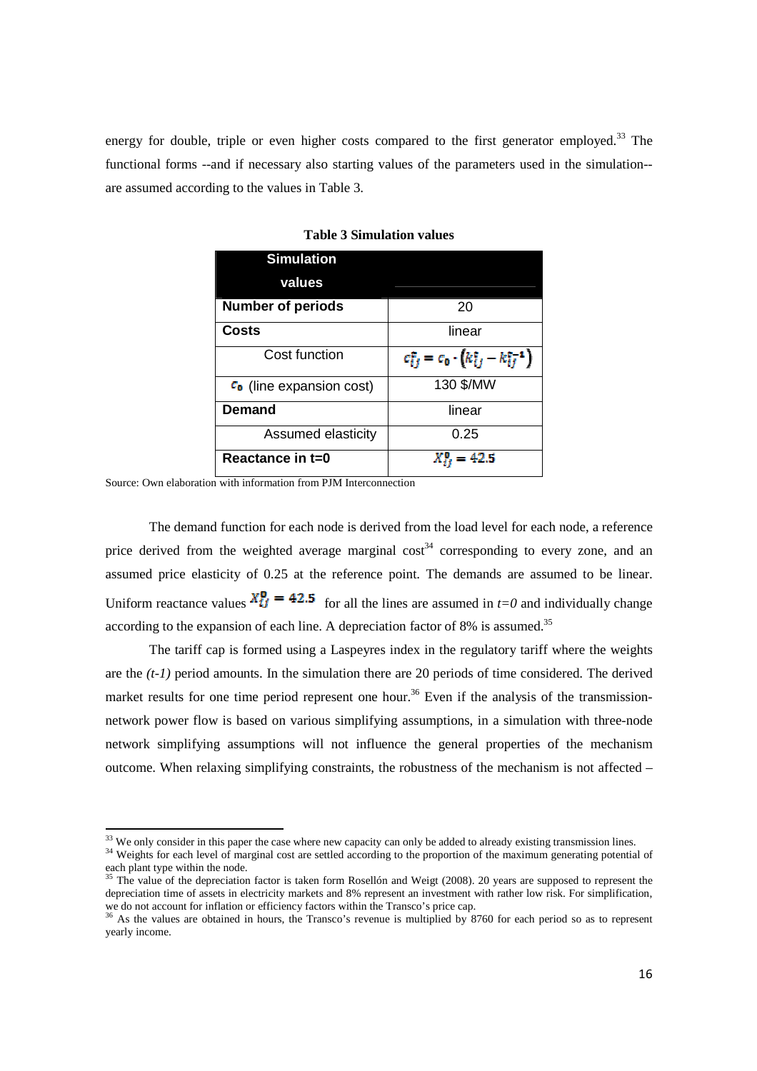energy for double, triple or even higher costs compared to the first generator employed.[33] The functional forms --and if necessary also starting values of the parameters used in the simulation-- are assumed according to the values in Table 3.

**Table 3 Simulation values**

| **Simulation values** | |
|---|---|
| **Number of periods** | 20 |
| **Costs** | linear |
| Cost function | $c_{ij}^{t} = c_0 \cdot \left(k_{ij}^{t} - k_{ij}^{t-1}\right)$ |
| $c_0$ (line expansion cost) | 130 \$/MW |
| **Demand** | linear |
| Assumed elasticity | 0.25 |
| **Reactance in t=0** | $X_{ij}^{0} = 42.5$ |

Source: Own elaboration with information from PJM Interconnection

The demand function for each node is derived from the load level for each node, a reference price derived from the weighted average marginal cost[34] corresponding to every zone, and an assumed price elasticity of 0.25 at the reference point. The demands are assumed to be linear. Uniform reactance values $X_{ij}^{0} = 42.5$ for all the lines are assumed in $t=0$ and individually change according to the expansion of each line. A depreciation factor of 8% is assumed.[35]

The tariff cap is formed using a Laspeyres index in the regulatory tariff where the weights are the $(t-1)$ period amounts. In the simulation there are 20 periods of time considered. The derived market results for one time period represent one hour.[36] Even if the analysis of the transmission-network power flow is based on various simplifying assumptions, in a simulation with three-node network simplifying assumptions will not influence the general properties of the mechanism outcome. When relaxing simplifying constraints, the robustness of the mechanism is not affected –

---

[33] We only consider in this paper the case where new capacity can only be added to already existing transmission lines.

[34] Weights for each level of marginal cost are settled according to the proportion of the maximum generating potential of each plant type within the node.

[35] The value of the depreciation factor is taken form Rosellón and Weigt (2008). 20 years are supposed to represent the depreciation time of assets in electricity markets and 8% represent an investment with rather low risk. For simplification, we do not account for inflation or efficiency factors within the Transco's price cap.

[36] As the values are obtained in hours, the Transco's revenue is multiplied by 8760 for each period so as to represent yearly income.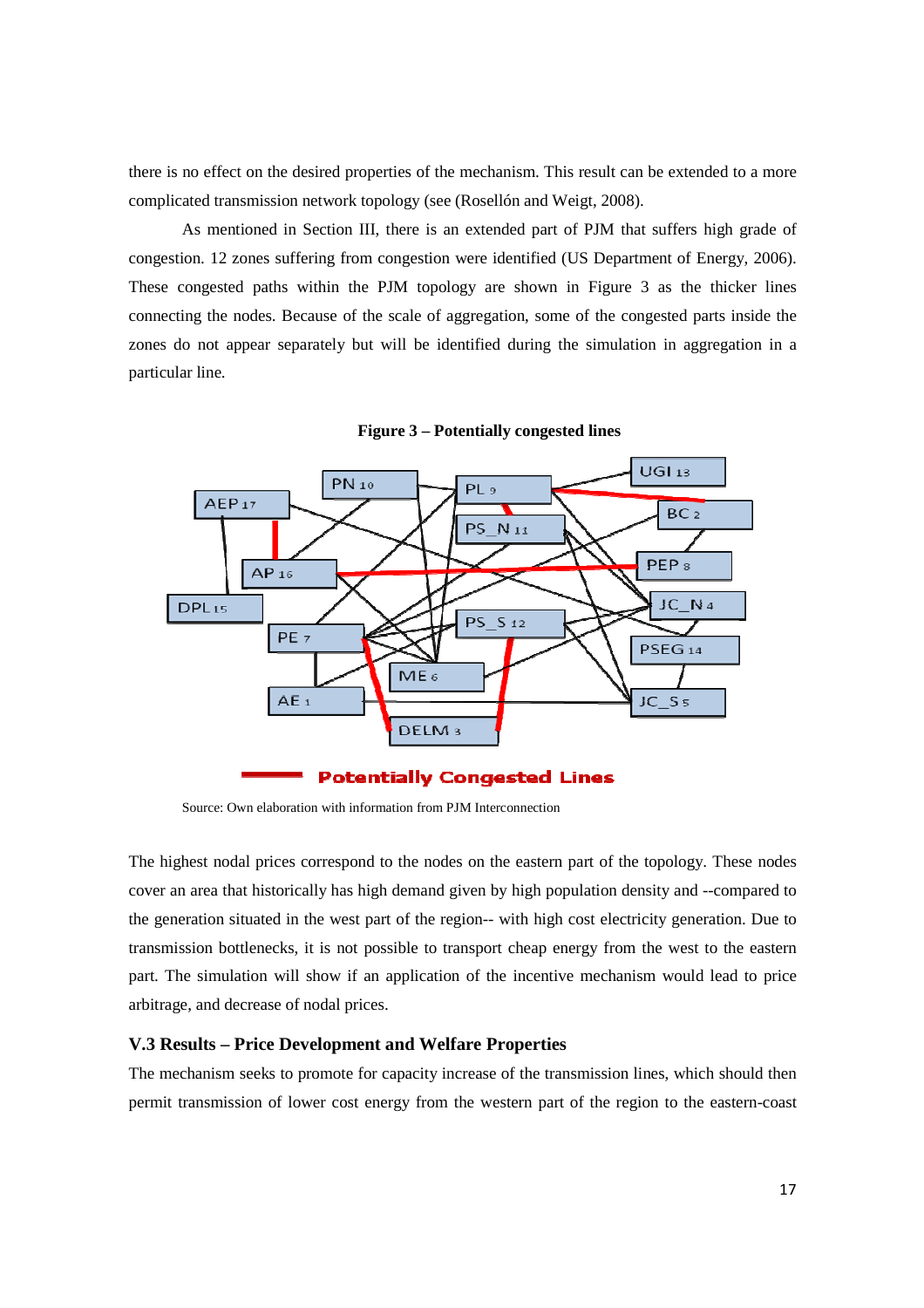there is no effect on the desired properties of the mechanism. This result can be extended to a more complicated transmission network topology (see (Rosellón and Weigt, 2008).

As mentioned in Section III, there is an extended part of PJM that suffers high grade of congestion. 12 zones suffering from congestion were identified (US Department of Energy, 2006). These congested paths within the PJM topology are shown in Figure 3 as the thicker lines connecting the nodes. Because of the scale of aggregation, some of the congested parts inside the zones do not appear separately but will be identified during the simulation in aggregation in a particular line.

**Figure 3 – Potentially congested lines**

Source: Own elaboration with information from PJM Interconnection

The highest nodal prices correspond to the nodes on the eastern part of the topology. These nodes cover an area that historically has high demand given by high population density and --compared to the generation situated in the west part of the region-- with high cost electricity generation. Due to transmission bottlenecks, it is not possible to transport cheap energy from the west to the eastern part. The simulation will show if an application of the incentive mechanism would lead to price arbitrage, and decrease of nodal prices.

### V.3 Results – Price Development and Welfare Properties

The mechanism seeks to promote for capacity increase of the transmission lines, which should then permit transmission of lower cost energy from the western part of the region to the eastern-coast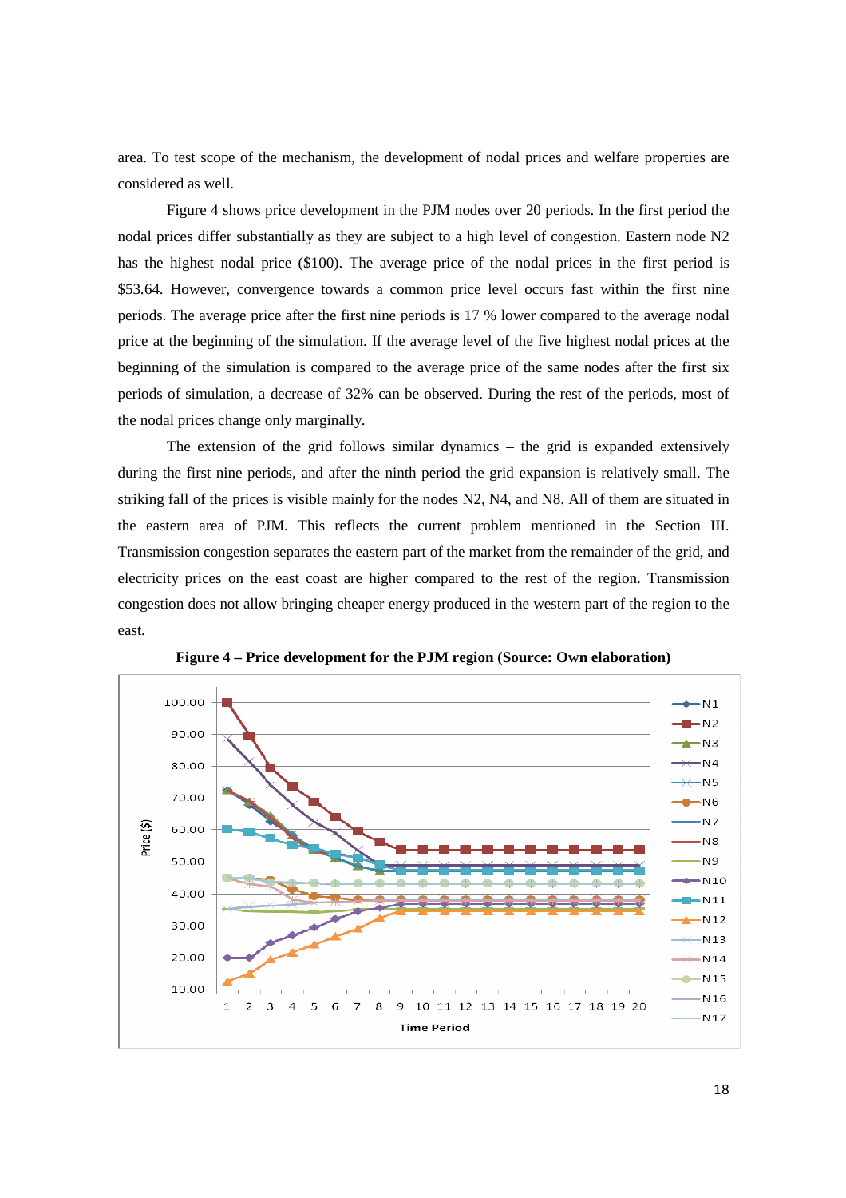area. To test scope of the mechanism, the development of nodal prices and welfare properties are considered as well.

Figure 4 shows price development in the PJM nodes over 20 periods. In the first period the nodal prices differ substantially as they are subject to a high level of congestion. Eastern node N2 has the highest nodal price ($100). The average price of the nodal prices in the first period is $53.64. However, convergence towards a common price level occurs fast within the first nine periods. The average price after the first nine periods is 17 % lower compared to the average nodal price at the beginning of the simulation. If the average level of the five highest nodal prices at the beginning of the simulation is compared to the average price of the same nodes after the first six periods of simulation, a decrease of 32% can be observed. During the rest of the periods, most of the nodal prices change only marginally.

The extension of the grid follows similar dynamics – the grid is expanded extensively during the first nine periods, and after the ninth period the grid expansion is relatively small. The striking fall of the prices is visible mainly for the nodes N2, N4, and N8. All of them are situated in the eastern area of PJM. This reflects the current problem mentioned in the Section III. Transmission congestion separates the eastern part of the market from the remainder of the grid, and electricity prices on the east coast are higher compared to the rest of the region. Transmission congestion does not allow bringing cheaper energy produced in the western part of the region to the east.

**Figure 4 – Price development for the PJM region (Source: Own elaboration)**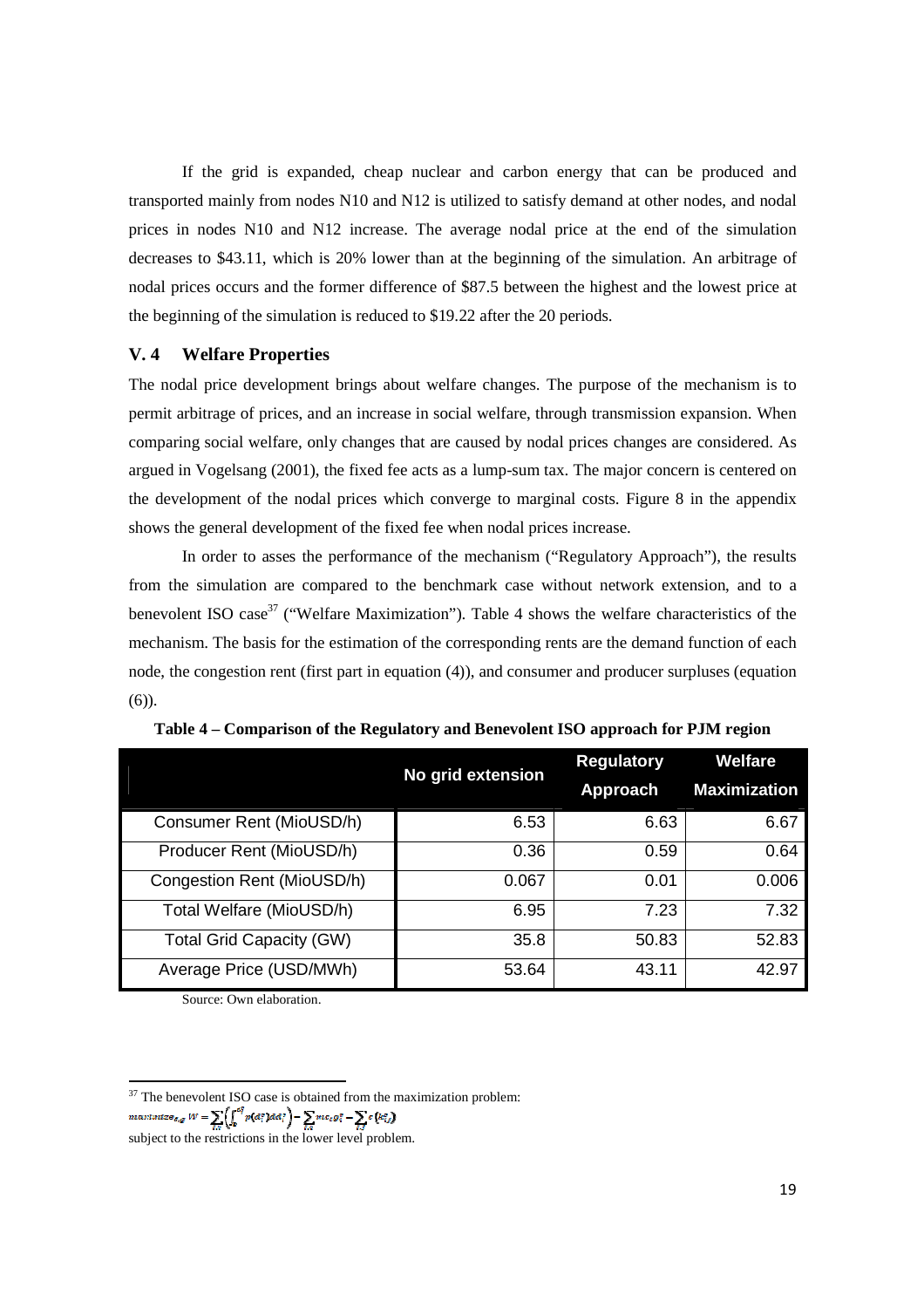If the grid is expanded, cheap nuclear and carbon energy that can be produced and transported mainly from nodes N10 and N12 is utilized to satisfy demand at other nodes, and nodal prices in nodes N10 and N12 increase. The average nodal price at the end of the simulation decreases to \$43.11, which is 20% lower than at the beginning of the simulation. An arbitrage of nodal prices occurs and the former difference of \$87.5 between the highest and the lowest price at the beginning of the simulation is reduced to \$19.22 after the 20 periods.

### V. 4 Welfare Properties

The nodal price development brings about welfare changes. The purpose of the mechanism is to permit arbitrage of prices, and an increase in social welfare, through transmission expansion. When comparing social welfare, only changes that are caused by nodal prices changes are considered. As argued in Vogelsang (2001), the fixed fee acts as a lump-sum tax. The major concern is centered on the development of the nodal prices which converge to marginal costs. Figure 8 in the appendix shows the general development of the fixed fee when nodal prices increase.

In order to asses the performance of the mechanism ("Regulatory Approach"), the results from the simulation are compared to the benchmark case without network extension, and to a benevolent ISO case[37] ("Welfare Maximization"). Table 4 shows the welfare characteristics of the mechanism. The basis for the estimation of the corresponding rents are the demand function of each node, the congestion rent (first part in equation (4)), and consumer and producer surpluses (equation (6)).

**Table 4 – Comparison of the Regulatory and Benevolent ISO approach for PJM region**

| | No grid extension | Regulatory Approach | Welfare Maximization |
|---|---|---|---|
| Consumer Rent (MioUSD/h) | 6.53 | 6.63 | 6.67 |
| Producer Rent (MioUSD/h) | 0.36 | 0.59 | 0.64 |
| Congestion Rent (MioUSD/h) | 0.067 | 0.01 | 0.006 |
| Total Welfare (MioUSD/h) | 6.95 | 7.23 | 7.32 |
| Total Grid Capacity (GW) | 35.8 | 50.83 | 52.83 |
| Average Price (USD/MWh) | 53.64 | 43.11 | 42.97 |

Source: Own elaboration.

---

[37] The benevolent ISO case is obtained from the maximization problem:

$$\text{maximize}_{d,g}\ W = \sum_{i,t}\left(\int_0^{d_i^t} p(d_i^t)\,dd_i^t\right) - \sum_{i,t} mc_i g_i^t - \sum_{i,j} c\left(k_{ij}^t\right)$$

subject to the restrictions in the lower level problem.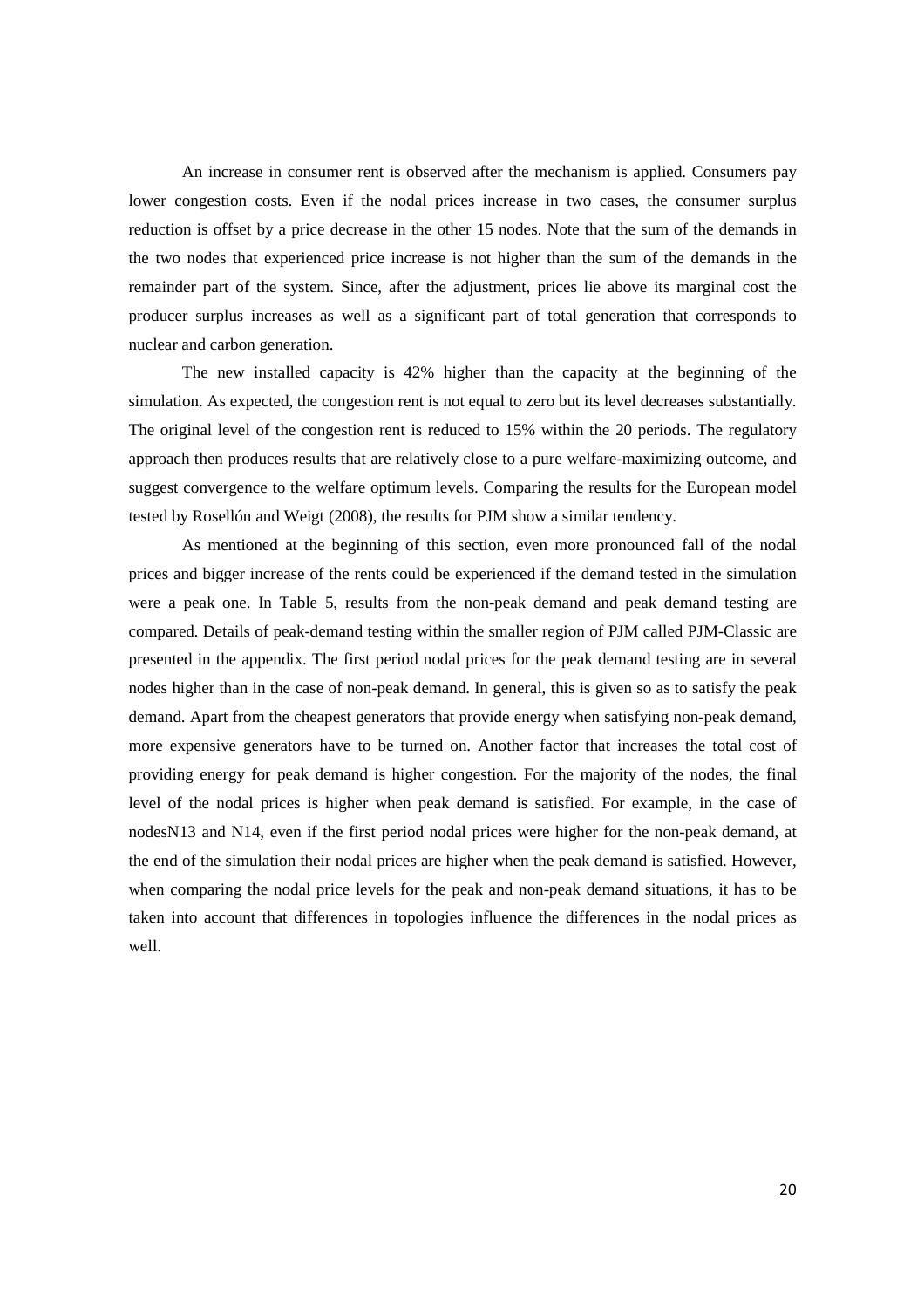An increase in consumer rent is observed after the mechanism is applied. Consumers pay lower congestion costs. Even if the nodal prices increase in two cases, the consumer surplus reduction is offset by a price decrease in the other 15 nodes. Note that the sum of the demands in the two nodes that experienced price increase is not higher than the sum of the demands in the remainder part of the system. Since, after the adjustment, prices lie above its marginal cost the producer surplus increases as well as a significant part of total generation that corresponds to nuclear and carbon generation.

The new installed capacity is 42% higher than the capacity at the beginning of the simulation. As expected, the congestion rent is not equal to zero but its level decreases substantially. The original level of the congestion rent is reduced to 15% within the 20 periods. The regulatory approach then produces results that are relatively close to a pure welfare-maximizing outcome, and suggest convergence to the welfare optimum levels. Comparing the results for the European model tested by Rosellón and Weigt (2008), the results for PJM show a similar tendency.

As mentioned at the beginning of this section, even more pronounced fall of the nodal prices and bigger increase of the rents could be experienced if the demand tested in the simulation were a peak one. In Table 5, results from the non-peak demand and peak demand testing are compared. Details of peak-demand testing within the smaller region of PJM called PJM-Classic are presented in the appendix. The first period nodal prices for the peak demand testing are in several nodes higher than in the case of non-peak demand. In general, this is given so as to satisfy the peak demand. Apart from the cheapest generators that provide energy when satisfying non-peak demand, more expensive generators have to be turned on. Another factor that increases the total cost of providing energy for peak demand is higher congestion. For the majority of the nodes, the final level of the nodal prices is higher when peak demand is satisfied. For example, in the case of nodesN13 and N14, even if the first period nodal prices were higher for the non-peak demand, at the end of the simulation their nodal prices are higher when the peak demand is satisfied. However, when comparing the nodal price levels for the peak and non-peak demand situations, it has to be taken into account that differences in topologies influence the differences in the nodal prices as well.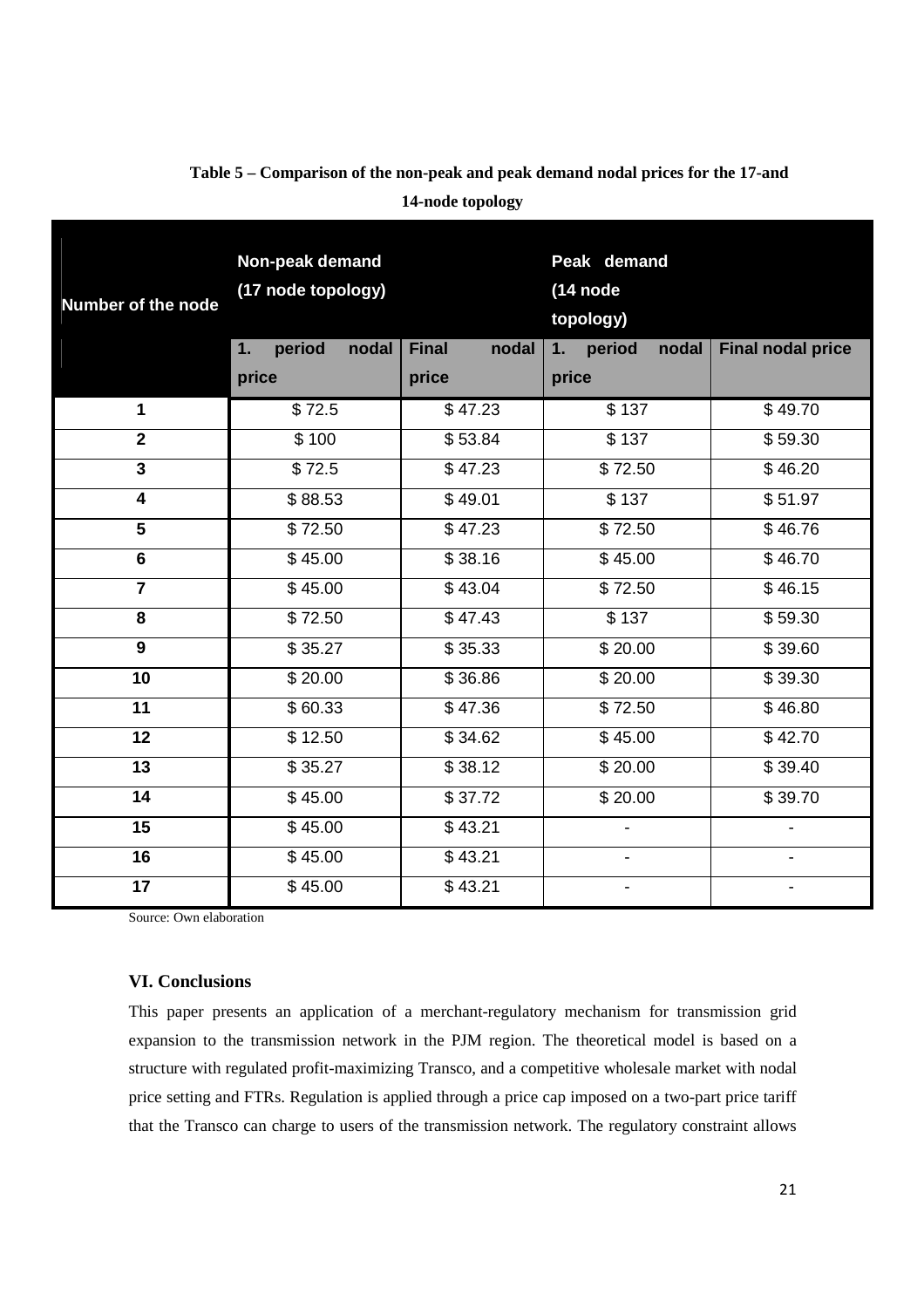**Table 5 – Comparison of the non-peak and peak demand nodal prices for the 17-and 14-node topology**

| Number of the node | Non-peak demand (17 node topology) | | Peak demand (14 node topology) | |
|---|---|---|---|---|
| | 1. period nodal price | Final nodal price | 1. period nodal price | Final nodal price |
| 1 | $ 72.5 | $ 47.23 | $ 137 | $ 49.70 |
| 2 | $ 100 | $ 53.84 | $ 137 | $ 59.30 |
| 3 | $ 72.5 | $ 47.23 | $ 72.50 | $ 46.20 |
| 4 | $ 88.53 | $ 49.01 | $ 137 | $ 51.97 |
| 5 | $ 72.50 | $ 47.23 | $ 72.50 | $ 46.76 |
| 6 | $ 45.00 | $ 38.16 | $ 45.00 | $ 46.70 |
| 7 | $ 45.00 | $ 43.04 | $ 72.50 | $ 46.15 |
| 8 | $ 72.50 | $ 47.43 | $ 137 | $ 59.30 |
| 9 | $ 35.27 | $ 35.33 | $ 20.00 | $ 39.60 |
| 10 | $ 20.00 | $ 36.86 | $ 20.00 | $ 39.30 |
| 11 | $ 60.33 | $ 47.36 | $ 72.50 | $ 46.80 |
| 12 | $ 12.50 | $ 34.62 | $ 45.00 | $ 42.70 |
| 13 | $ 35.27 | $ 38.12 | $ 20.00 | $ 39.40 |
| 14 | $ 45.00 | $ 37.72 | $ 20.00 | $ 39.70 |
| 15 | $ 45.00 | $ 43.21 | - | - |
| 16 | $ 45.00 | $ 43.21 | - | - |
| 17 | $ 45.00 | $ 43.21 | - | - |

Source: Own elaboration

## VI. Conclusions

This paper presents an application of a merchant-regulatory mechanism for transmission grid expansion to the transmission network in the PJM region. The theoretical model is based on a structure with regulated profit-maximizing Transco, and a competitive wholesale market with nodal price setting and FTRs. Regulation is applied through a price cap imposed on a two-part price tariff that the Transco can charge to users of the transmission network. The regulatory constraint allows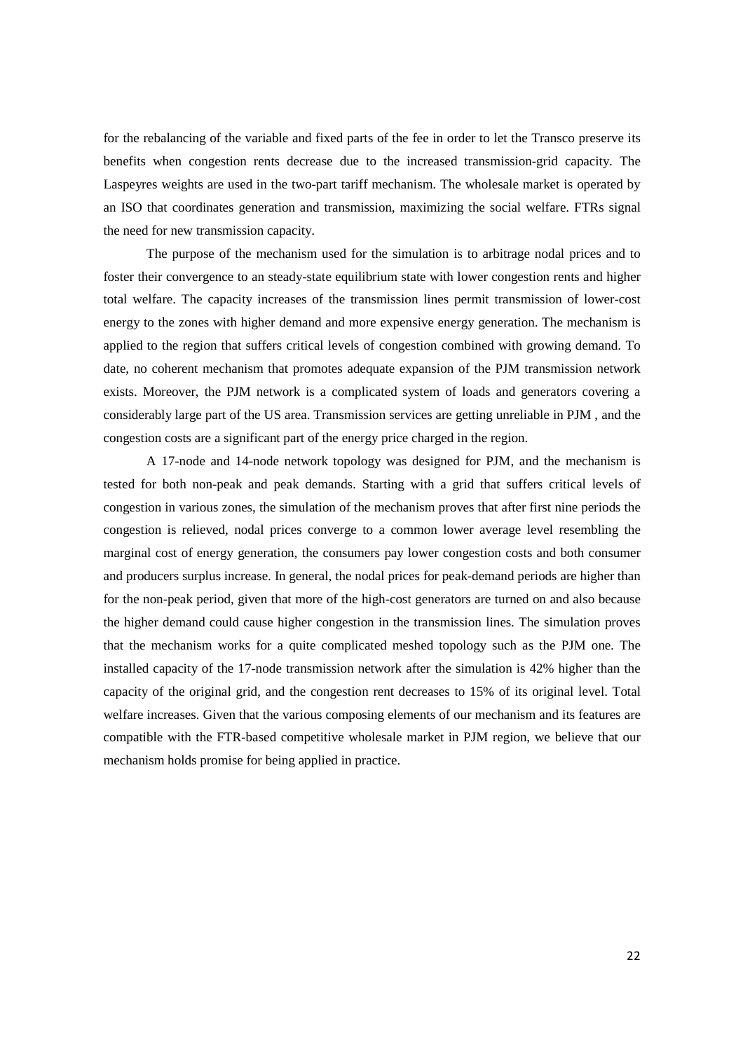for the rebalancing of the variable and fixed parts of the fee in order to let the Transco preserve its benefits when congestion rents decrease due to the increased transmission-grid capacity. The Laspeyres weights are used in the two-part tariff mechanism. The wholesale market is operated by an ISO that coordinates generation and transmission, maximizing the social welfare. FTRs signal the need for new transmission capacity.

The purpose of the mechanism used for the simulation is to arbitrage nodal prices and to foster their convergence to an steady-state equilibrium state with lower congestion rents and higher total welfare. The capacity increases of the transmission lines permit transmission of lower-cost energy to the zones with higher demand and more expensive energy generation. The mechanism is applied to the region that suffers critical levels of congestion combined with growing demand. To date, no coherent mechanism that promotes adequate expansion of the PJM transmission network exists. Moreover, the PJM network is a complicated system of loads and generators covering a considerably large part of the US area. Transmission services are getting unreliable in PJM , and the congestion costs are a significant part of the energy price charged in the region.

A 17-node and 14-node network topology was designed for PJM, and the mechanism is tested for both non-peak and peak demands. Starting with a grid that suffers critical levels of congestion in various zones, the simulation of the mechanism proves that after first nine periods the congestion is relieved, nodal prices converge to a common lower average level resembling the marginal cost of energy generation, the consumers pay lower congestion costs and both consumer and producers surplus increase. In general, the nodal prices for peak-demand periods are higher than for the non-peak period, given that more of the high-cost generators are turned on and also because the higher demand could cause higher congestion in the transmission lines. The simulation proves that the mechanism works for a quite complicated meshed topology such as the PJM one. The installed capacity of the 17-node transmission network after the simulation is 42% higher than the capacity of the original grid, and the congestion rent decreases to 15% of its original level. Total welfare increases. Given that the various composing elements of our mechanism and its features are compatible with the FTR-based competitive wholesale market in PJM region, we believe that our mechanism holds promise for being applied in practice.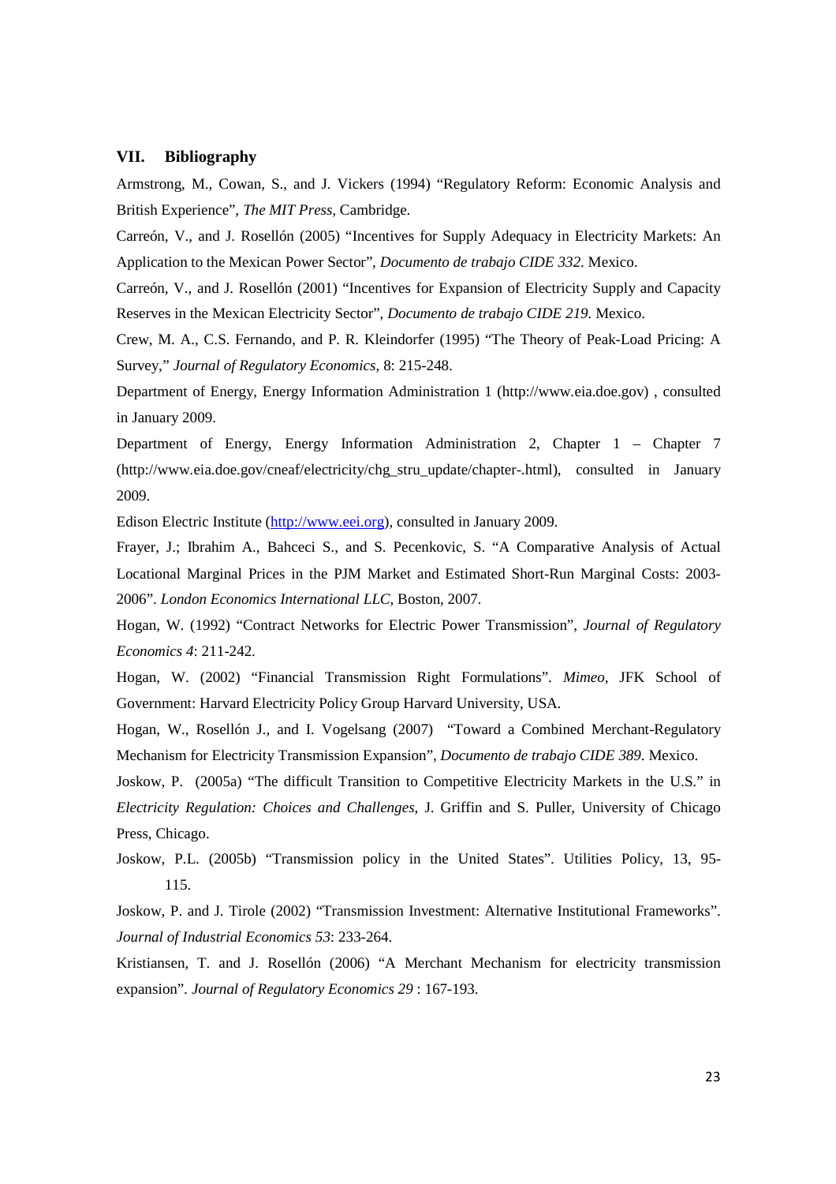## VII. Bibliography

Armstrong, M., Cowan, S., and J. Vickers (1994) "Regulatory Reform: Economic Analysis and British Experience", *The MIT Press*, Cambridge.

Carreón, V., and J. Rosellón (2005) "Incentives for Supply Adequacy in Electricity Markets: An Application to the Mexican Power Sector", *Documento de trabajo CIDE 332*. Mexico.

Carreón, V., and J. Rosellón (2001) "Incentives for Expansion of Electricity Supply and Capacity Reserves in the Mexican Electricity Sector", *Documento de trabajo CIDE 219*. Mexico.

Crew, M. A., C.S. Fernando, and P. R. Kleindorfer (1995) "The Theory of Peak-Load Pricing: A Survey," *Journal of Regulatory Economics*, 8: 215-248.

Department of Energy, Energy Information Administration 1 (http://www.eia.doe.gov) , consulted in January 2009.

Department of Energy, Energy Information Administration 2, Chapter 1 – Chapter 7 (http://www.eia.doe.gov/cneaf/electricity/chg_stru_update/chapter-.html), consulted in January 2009.

Edison Electric Institute (http://www.eei.org), consulted in January 2009.

Frayer, J.; Ibrahim A., Bahceci S., and S. Pecenkovic, S. "A Comparative Analysis of Actual Locational Marginal Prices in the PJM Market and Estimated Short-Run Marginal Costs: 2003-2006". *London Economics International LLC*, Boston, 2007.

Hogan, W. (1992) "Contract Networks for Electric Power Transmission", *Journal of Regulatory Economics 4*: 211-242.

Hogan, W. (2002) "Financial Transmission Right Formulations". *Mimeo*, JFK School of Government: Harvard Electricity Policy Group Harvard University, USA.

Hogan, W., Rosellón J., and I. Vogelsang (2007) "Toward a Combined Merchant-Regulatory Mechanism for Electricity Transmission Expansion", *Documento de trabajo CIDE 389*. Mexico.

Joskow, P. (2005a) "The difficult Transition to Competitive Electricity Markets in the U.S." in *Electricity Regulation: Choices and Challenges*, J. Griffin and S. Puller, University of Chicago Press, Chicago.

Joskow, P.L. (2005b) "Transmission policy in the United States". Utilities Policy, 13, 95-115.

Joskow, P. and J. Tirole (2002) "Transmission Investment: Alternative Institutional Frameworks". *Journal of Industrial Economics 53*: 233-264.

Kristiansen, T. and J. Rosellón (2006) "A Merchant Mechanism for electricity transmission expansion". *Journal of Regulatory Economics 29* : 167-193.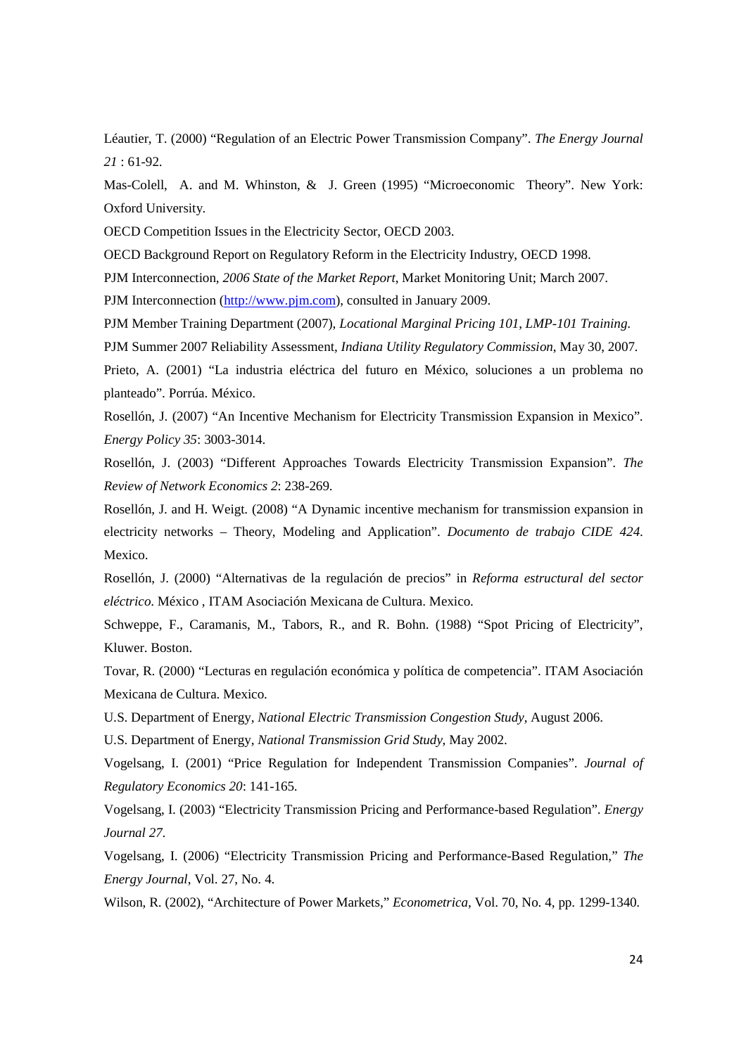Léautier, T. (2000) "Regulation of an Electric Power Transmission Company". *The Energy Journal 21* : 61-92.

Mas-Colell, A. and M. Whinston, & J. Green (1995) "Microeconomic Theory". New York: Oxford University.

OECD Competition Issues in the Electricity Sector, OECD 2003.

OECD Background Report on Regulatory Reform in the Electricity Industry, OECD 1998.

PJM Interconnection, *2006 State of the Market Report*, Market Monitoring Unit; March 2007.

PJM Interconnection (http://www.pjm.com), consulted in January 2009.

PJM Member Training Department (2007), *Locational Marginal Pricing 101*, *LMP-101 Training*.

PJM Summer 2007 Reliability Assessment, *Indiana Utility Regulatory Commission*, May 30, 2007.

Prieto, A. (2001) "La industria eléctrica del futuro en México, soluciones a un problema no planteado". Porrúa. México.

Rosellón, J. (2007) "An Incentive Mechanism for Electricity Transmission Expansion in Mexico". *Energy Policy 35*: 3003-3014.

Rosellón, J. (2003) "Different Approaches Towards Electricity Transmission Expansion". *The Review of Network Economics 2*: 238-269.

Rosellón, J. and H. Weigt. (2008) "A Dynamic incentive mechanism for transmission expansion in electricity networks – Theory, Modeling and Application". *Documento de trabajo CIDE 424*. Mexico.

Rosellón, J. (2000) "Alternativas de la regulación de precios" in *Reforma estructural del sector eléctrico*. México , ITAM Asociación Mexicana de Cultura. Mexico.

Schweppe, F., Caramanis, M., Tabors, R., and R. Bohn. (1988) "Spot Pricing of Electricity", Kluwer. Boston.

Tovar, R. (2000) "Lecturas en regulación económica y política de competencia". ITAM Asociación Mexicana de Cultura. Mexico.

U.S. Department of Energy, *National Electric Transmission Congestion Study*, August 2006.

U.S. Department of Energy, *National Transmission Grid Study*, May 2002.

Vogelsang, I. (2001) "Price Regulation for Independent Transmission Companies". *Journal of Regulatory Economics 20*: 141-165.

Vogelsang, I. (2003) "Electricity Transmission Pricing and Performance-based Regulation". *Energy Journal 27*.

Vogelsang, I. (2006) "Electricity Transmission Pricing and Performance-Based Regulation," *The Energy Journal*, Vol. 27, No. 4.

Wilson, R. (2002), "Architecture of Power Markets," *Econometrica*, Vol. 70, No. 4, pp. 1299-1340.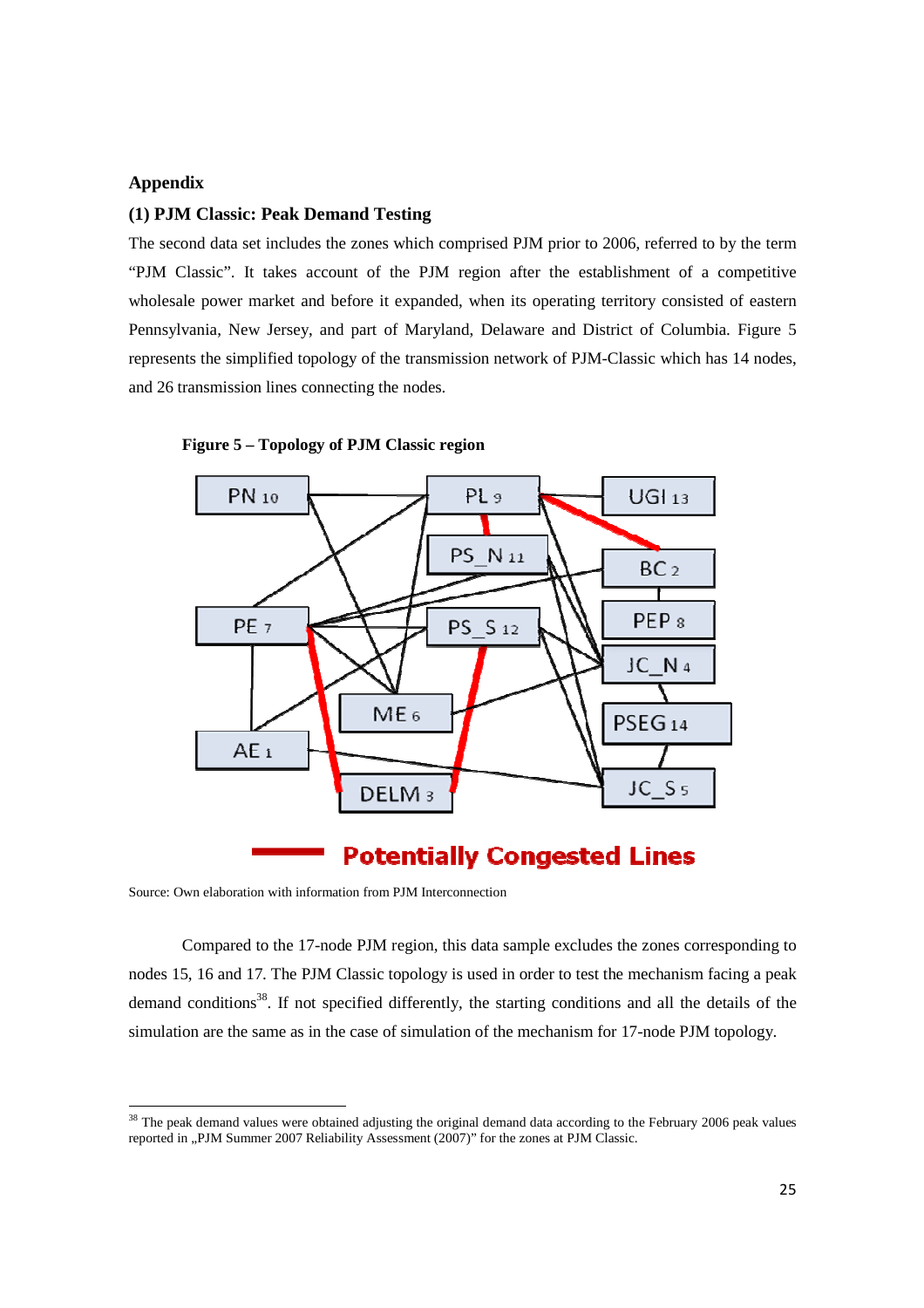## Appendix

### (1) PJM Classic: Peak Demand Testing

The second data set includes the zones which comprised PJM prior to 2006, referred to by the term "PJM Classic". It takes account of the PJM region after the establishment of a competitive wholesale power market and before it expanded, when its operating territory consisted of eastern Pennsylvania, New Jersey, and part of Maryland, Delaware and District of Columbia. Figure 5 represents the simplified topology of the transmission network of PJM-Classic which has 14 nodes, and 26 transmission lines connecting the nodes.

**Figure 5 – Topology of PJM Classic region**

Source: Own elaboration with information from PJM Interconnection

Compared to the 17-node PJM region, this data sample excludes the zones corresponding to nodes 15, 16 and 17. The PJM Classic topology is used in order to test the mechanism facing a peak demand conditions[38]. If not specified differently, the starting conditions and all the details of the simulation are the same as in the case of simulation of the mechanism for 17-node PJM topology.

---

[38] The peak demand values were obtained adjusting the original demand data according to the February 2006 peak values reported in „PJM Summer 2007 Reliability Assessment (2007)" for the zones at PJM Classic.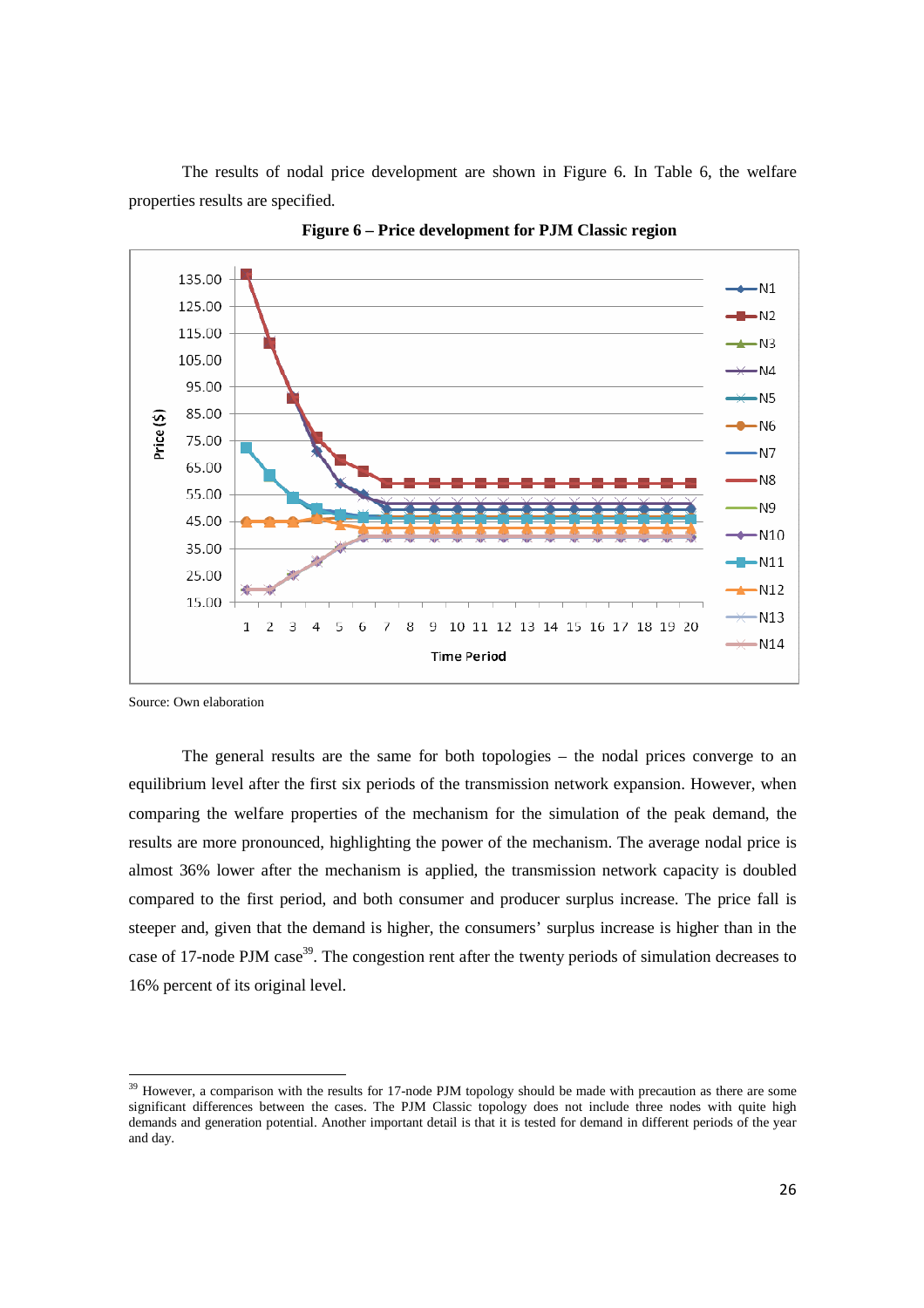The results of nodal price development are shown in Figure 6. In Table 6, the welfare properties results are specified.

**Figure 6 – Price development for PJM Classic region**

Source: Own elaboration

The general results are the same for both topologies – the nodal prices converge to an equilibrium level after the first six periods of the transmission network expansion. However, when comparing the welfare properties of the mechanism for the simulation of the peak demand, the results are more pronounced, highlighting the power of the mechanism. The average nodal price is almost 36% lower after the mechanism is applied, the transmission network capacity is doubled compared to the first period, and both consumer and producer surplus increase. The price fall is steeper and, given that the demand is higher, the consumers' surplus increase is higher than in the case of 17-node PJM case[39]. The congestion rent after the twenty periods of simulation decreases to 16% percent of its original level.

---

[39] However, a comparison with the results for 17-node PJM topology should be made with precaution as there are some significant differences between the cases. The PJM Classic topology does not include three nodes with quite high demands and generation potential. Another important detail is that it is tested for demand in different periods of the year and day.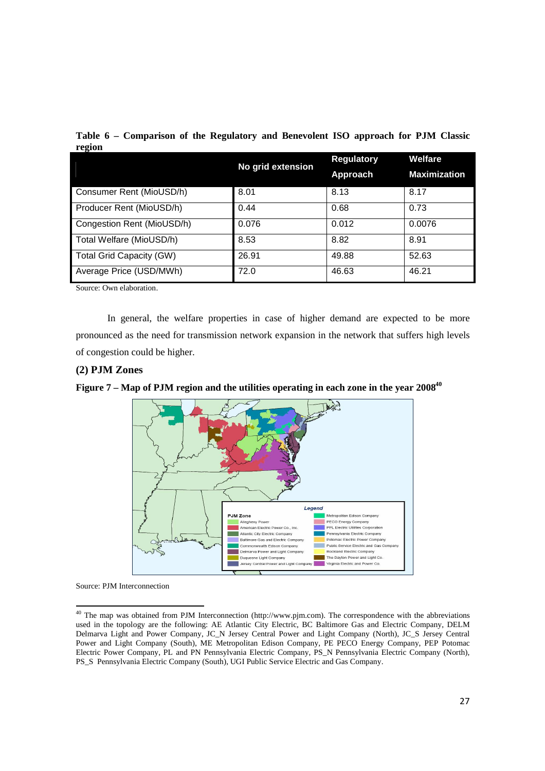**Table 6 – Comparison of the Regulatory and Benevolent ISO approach for PJM Classic region**

| | No grid extension | Regulatory Approach | Welfare Maximization |
|---|---|---|---|
| Consumer Rent (MioUSD/h) | 8.01 | 8.13 | 8.17 |
| Producer Rent (MioUSD/h) | 0.44 | 0.68 | 0.73 |
| Congestion Rent (MioUSD/h) | 0.076 | 0.012 | 0.0076 |
| Total Welfare (MioUSD/h) | 8.53 | 8.82 | 8.91 |
| Total Grid Capacity (GW) | 26.91 | 49.88 | 52.63 |
| Average Price (USD/MWh) | 72.0 | 46.63 | 46.21 |

Source: Own elaboration.

In general, the welfare properties in case of higher demand are expected to be more pronounced as the need for transmission network expansion in the network that suffers high levels of congestion could be higher.

### (2) PJM Zones

**Figure 7 – Map of PJM region and the utilities operating in each zone in the year 2008**[40]

Legend

PJM Zone

Allegheny Power
American Electric Power Co., Inc.
Atlantic City Electric Company
Baltimore Gas and Electric Company
Commonwealth Edison Company
Delmarva Power and Light Company
Duquesne Light Company
Jersey Central Power and Light Company
Metropolitan Edison Company
PECO Energy Company
PPL Electric Utilities Corporation
Pennsylvania Electric Company
Potomac Electric Power Company
Public Service Electric and Gas Company
Rockland Electric Company
The Dayton Power and Light Co.
Virginia Electric and Power Co.

Source: PJM Interconnection

[40] The map was obtained from PJM Interconnection (http://www.pjm.com). The correspondence with the abbreviations used in the topology are the following: AE Atlantic City Electric, BC Baltimore Gas and Electric Company, DELM Delmarva Light and Power Company, JC_N Jersey Central Power and Light Company (North), JC_S Jersey Central Power and Light Company (South), ME Metropolitan Edison Company, PE PECO Energy Company, PEP Potomac Electric Power Company, PL and PN Pennsylvania Electric Company, PS_N Pennsylvania Electric Company (North), PS_S Pennsylvania Electric Company (South), UGI Public Service Electric and Gas Company.